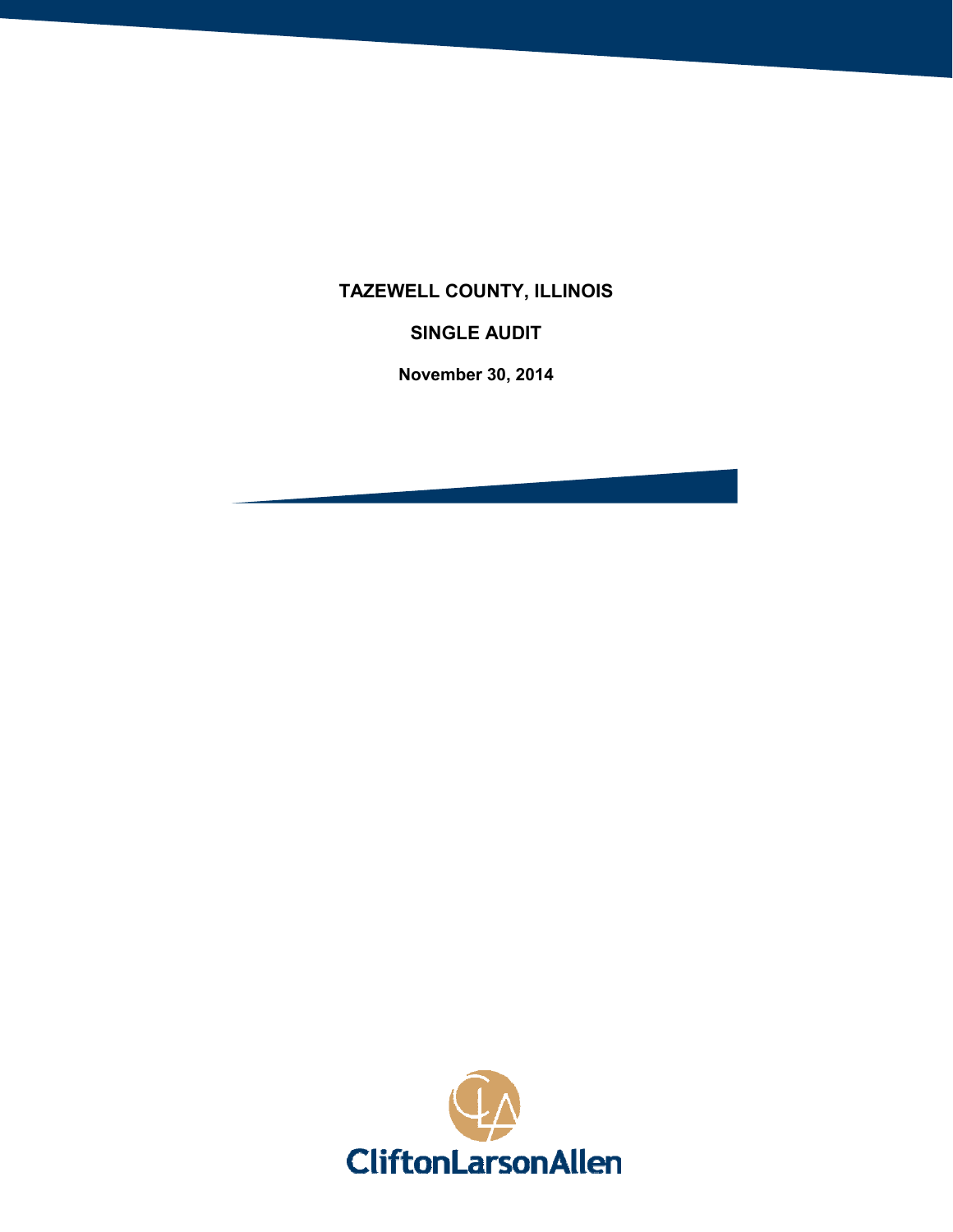# TAZEWELL COUNTY, ILLINOIS

## SINGLE AUDIT

**November 30, 2014**

CliftonLarsonAllen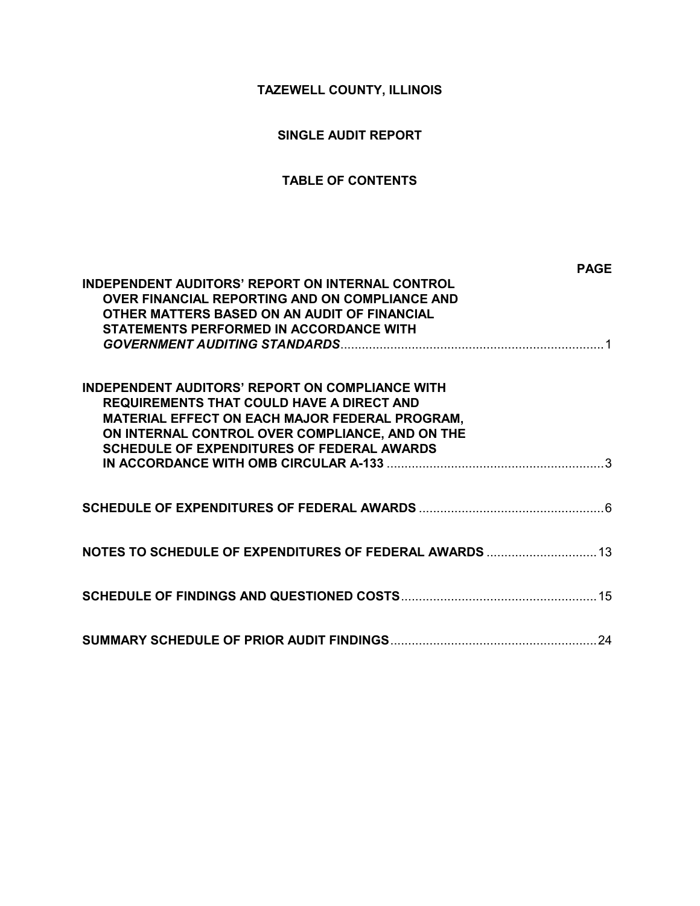**TAZEWELL COUNTY, ILLINOIS**

**SINGLE AUDIT REPORT**

**TABLE OF CONTENTS**

| | PAGE |
|---|---|
| **INDEPENDENT AUDITORS' REPORT ON INTERNAL CONTROL OVER FINANCIAL REPORTING AND ON COMPLIANCE AND OTHER MATTERS BASED ON AN AUDIT OF FINANCIAL STATEMENTS PERFORMED IN ACCORDANCE WITH *GOVERNMENT AUDITING STANDARDS*** | 1 |
| **INDEPENDENT AUDITORS' REPORT ON COMPLIANCE WITH REQUIREMENTS THAT COULD HAVE A DIRECT AND MATERIAL EFFECT ON EACH MAJOR FEDERAL PROGRAM, ON INTERNAL CONTROL OVER COMPLIANCE, AND ON THE SCHEDULE OF EXPENDITURES OF FEDERAL AWARDS IN ACCORDANCE WITH OMB CIRCULAR A-133** | 3 |
| **SCHEDULE OF EXPENDITURES OF FEDERAL AWARDS** | 6 |
| **NOTES TO SCHEDULE OF EXPENDITURES OF FEDERAL AWARDS** | 13 |
| **SCHEDULE OF FINDINGS AND QUESTIONED COSTS** | 15 |
| **SUMMARY SCHEDULE OF PRIOR AUDIT FINDINGS** | 24 |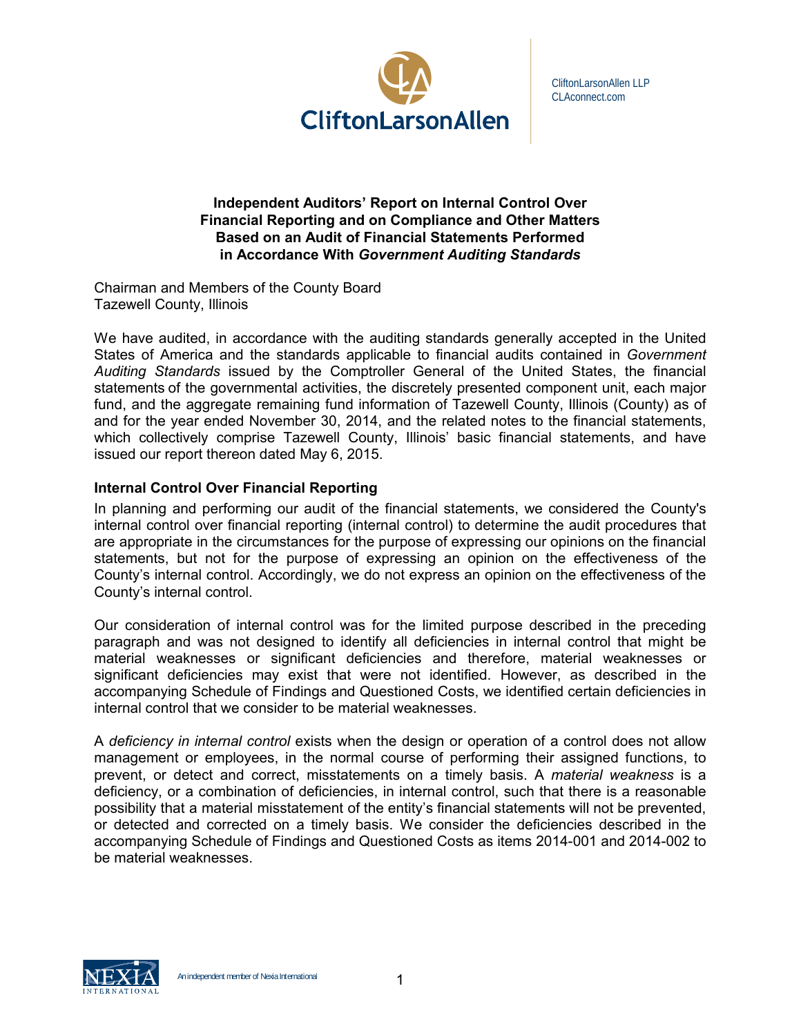CliftonLarsonAllen LLP
CLAconnect.com

## Independent Auditors' Report on Internal Control Over Financial Reporting and on Compliance and Other Matters Based on an Audit of Financial Statements Performed in Accordance With *Government Auditing Standards*

Chairman and Members of the County Board
Tazewell County, Illinois

We have audited, in accordance with the auditing standards generally accepted in the United States of America and the standards applicable to financial audits contained in *Government Auditing Standards* issued by the Comptroller General of the United States, the financial statements of the governmental activities, the discretely presented component unit, each major fund, and the aggregate remaining fund information of Tazewell County, Illinois (County) as of and for the year ended November 30, 2014, and the related notes to the financial statements, which collectively comprise Tazewell County, Illinois' basic financial statements, and have issued our report thereon dated May 6, 2015.

### Internal Control Over Financial Reporting

In planning and performing our audit of the financial statements, we considered the County's internal control over financial reporting (internal control) to determine the audit procedures that are appropriate in the circumstances for the purpose of expressing our opinions on the financial statements, but not for the purpose of expressing an opinion on the effectiveness of the County's internal control. Accordingly, we do not express an opinion on the effectiveness of the County's internal control.

Our consideration of internal control was for the limited purpose described in the preceding paragraph and was not designed to identify all deficiencies in internal control that might be material weaknesses or significant deficiencies and therefore, material weaknesses or significant deficiencies may exist that were not identified. However, as described in the accompanying Schedule of Findings and Questioned Costs, we identified certain deficiencies in internal control that we consider to be material weaknesses.

A *deficiency in internal control* exists when the design or operation of a control does not allow management or employees, in the normal course of performing their assigned functions, to prevent, or detect and correct, misstatements on a timely basis. A *material weakness* is a deficiency, or a combination of deficiencies, in internal control, such that there is a reasonable possibility that a material misstatement of the entity's financial statements will not be prevented, or detected and corrected on a timely basis. We consider the deficiencies described in the accompanying Schedule of Findings and Questioned Costs as items 2014-001 and 2014-002 to be material weaknesses.

An independent member of Nexia International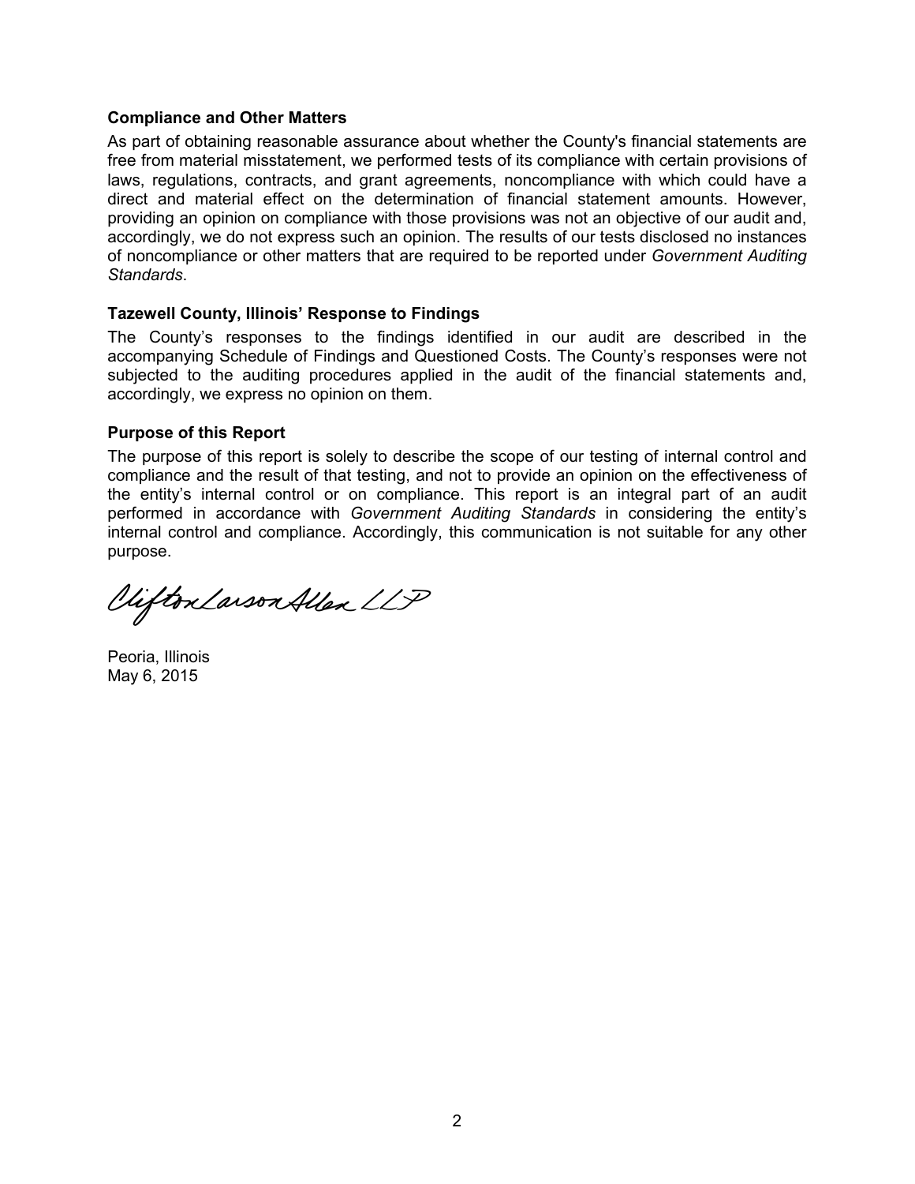### Compliance and Other Matters

As part of obtaining reasonable assurance about whether the County's financial statements are free from material misstatement, we performed tests of its compliance with certain provisions of laws, regulations, contracts, and grant agreements, noncompliance with which could have a direct and material effect on the determination of financial statement amounts. However, providing an opinion on compliance with those provisions was not an objective of our audit and, accordingly, we do not express such an opinion. The results of our tests disclosed no instances of noncompliance or other matters that are required to be reported under *Government Auditing Standards*.

### Tazewell County, Illinois' Response to Findings

The County's responses to the findings identified in our audit are described in the accompanying Schedule of Findings and Questioned Costs. The County's responses were not subjected to the auditing procedures applied in the audit of the financial statements and, accordingly, we express no opinion on them.

### Purpose of this Report

The purpose of this report is solely to describe the scope of our testing of internal control and compliance and the result of that testing, and not to provide an opinion on the effectiveness of the entity's internal control or on compliance. This report is an integral part of an audit performed in accordance with *Government Auditing Standards* in considering the entity's internal control and compliance. Accordingly, this communication is not suitable for any other purpose.

CliftonLarsonAllen LLP

Peoria, Illinois
May 6, 2015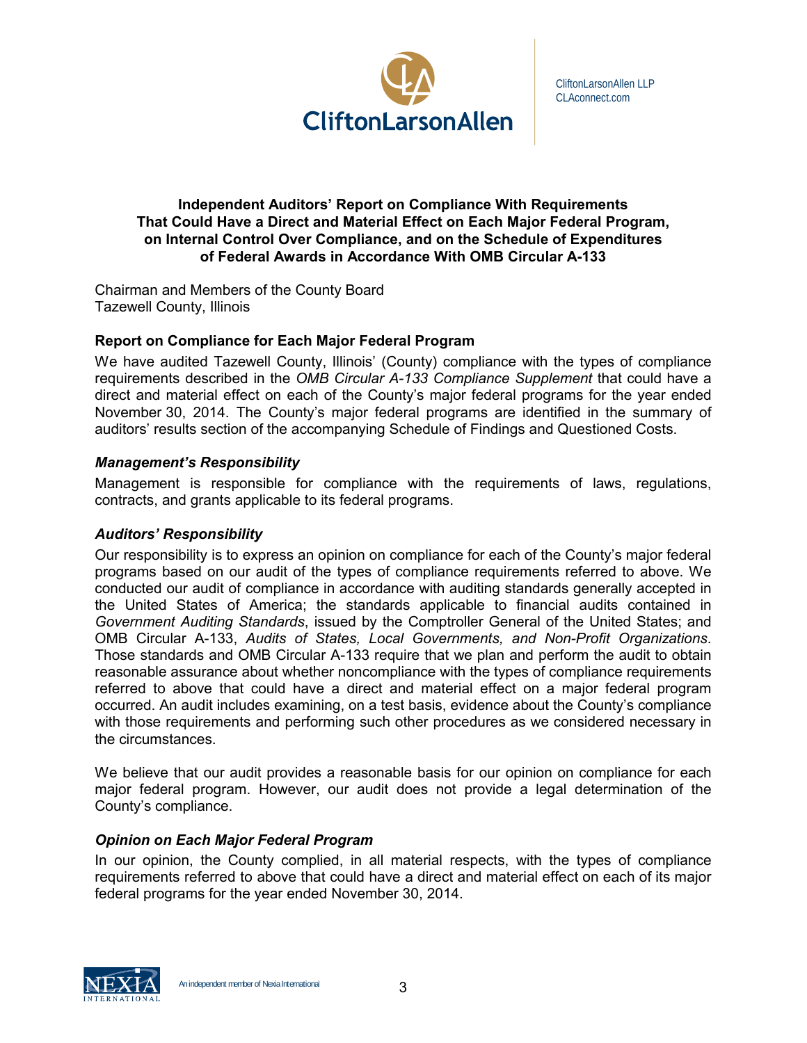CliftonLarsonAllen LLP
CLAconnect.com

## Independent Auditors' Report on Compliance With Requirements That Could Have a Direct and Material Effect on Each Major Federal Program, on Internal Control Over Compliance, and on the Schedule of Expenditures of Federal Awards in Accordance With OMB Circular A-133

Chairman and Members of the County Board
Tazewell County, Illinois

### Report on Compliance for Each Major Federal Program

We have audited Tazewell County, Illinois' (County) compliance with the types of compliance requirements described in the *OMB Circular A-133 Compliance Supplement* that could have a direct and material effect on each of the County's major federal programs for the year ended November 30, 2014. The County's major federal programs are identified in the summary of auditors' results section of the accompanying Schedule of Findings and Questioned Costs.

#### *Management's Responsibility*

Management is responsible for compliance with the requirements of laws, regulations, contracts, and grants applicable to its federal programs.

#### *Auditors' Responsibility*

Our responsibility is to express an opinion on compliance for each of the County's major federal programs based on our audit of the types of compliance requirements referred to above. We conducted our audit of compliance in accordance with auditing standards generally accepted in the United States of America; the standards applicable to financial audits contained in *Government Auditing Standards*, issued by the Comptroller General of the United States; and OMB Circular A-133, *Audits of States, Local Governments, and Non-Profit Organizations*. Those standards and OMB Circular A-133 require that we plan and perform the audit to obtain reasonable assurance about whether noncompliance with the types of compliance requirements referred to above that could have a direct and material effect on a major federal program occurred. An audit includes examining, on a test basis, evidence about the County's compliance with those requirements and performing such other procedures as we considered necessary in the circumstances.

We believe that our audit provides a reasonable basis for our opinion on compliance for each major federal program. However, our audit does not provide a legal determination of the County's compliance.

#### *Opinion on Each Major Federal Program*

In our opinion, the County complied, in all material respects, with the types of compliance requirements referred to above that could have a direct and material effect on each of its major federal programs for the year ended November 30, 2014.

An independent member of Nexia International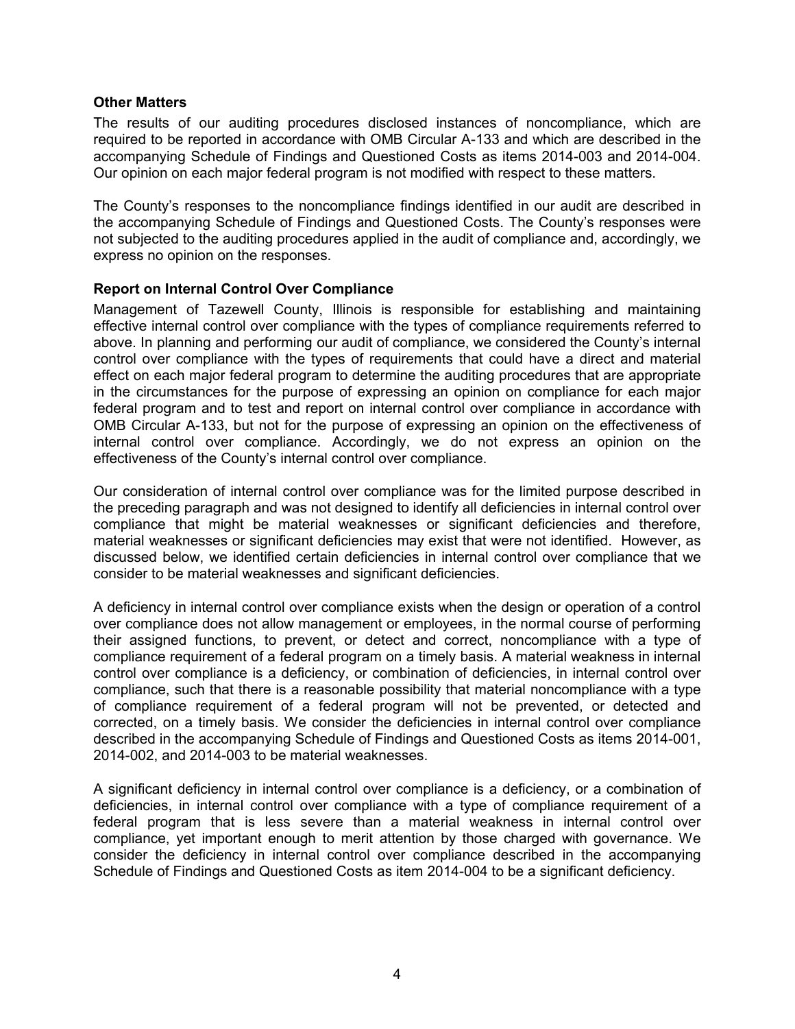**Other Matters**

The results of our auditing procedures disclosed instances of noncompliance, which are required to be reported in accordance with OMB Circular A-133 and which are described in the accompanying Schedule of Findings and Questioned Costs as items 2014-003 and 2014-004. Our opinion on each major federal program is not modified with respect to these matters.

The County's responses to the noncompliance findings identified in our audit are described in the accompanying Schedule of Findings and Questioned Costs. The County's responses were not subjected to the auditing procedures applied in the audit of compliance and, accordingly, we express no opinion on the responses.

**Report on Internal Control Over Compliance**

Management of Tazewell County, Illinois is responsible for establishing and maintaining effective internal control over compliance with the types of compliance requirements referred to above. In planning and performing our audit of compliance, we considered the County's internal control over compliance with the types of requirements that could have a direct and material effect on each major federal program to determine the auditing procedures that are appropriate in the circumstances for the purpose of expressing an opinion on compliance for each major federal program and to test and report on internal control over compliance in accordance with OMB Circular A-133, but not for the purpose of expressing an opinion on the effectiveness of internal control over compliance. Accordingly, we do not express an opinion on the effectiveness of the County's internal control over compliance.

Our consideration of internal control over compliance was for the limited purpose described in the preceding paragraph and was not designed to identify all deficiencies in internal control over compliance that might be material weaknesses or significant deficiencies and therefore, material weaknesses or significant deficiencies may exist that were not identified. However, as discussed below, we identified certain deficiencies in internal control over compliance that we consider to be material weaknesses and significant deficiencies.

A deficiency in internal control over compliance exists when the design or operation of a control over compliance does not allow management or employees, in the normal course of performing their assigned functions, to prevent, or detect and correct, noncompliance with a type of compliance requirement of a federal program on a timely basis. A material weakness in internal control over compliance is a deficiency, or combination of deficiencies, in internal control over compliance, such that there is a reasonable possibility that material noncompliance with a type of compliance requirement of a federal program will not be prevented, or detected and corrected, on a timely basis. We consider the deficiencies in internal control over compliance described in the accompanying Schedule of Findings and Questioned Costs as items 2014-001, 2014-002, and 2014-003 to be material weaknesses.

A significant deficiency in internal control over compliance is a deficiency, or a combination of deficiencies, in internal control over compliance with a type of compliance requirement of a federal program that is less severe than a material weakness in internal control over compliance, yet important enough to merit attention by those charged with governance. We consider the deficiency in internal control over compliance described in the accompanying Schedule of Findings and Questioned Costs as item 2014-004 to be a significant deficiency.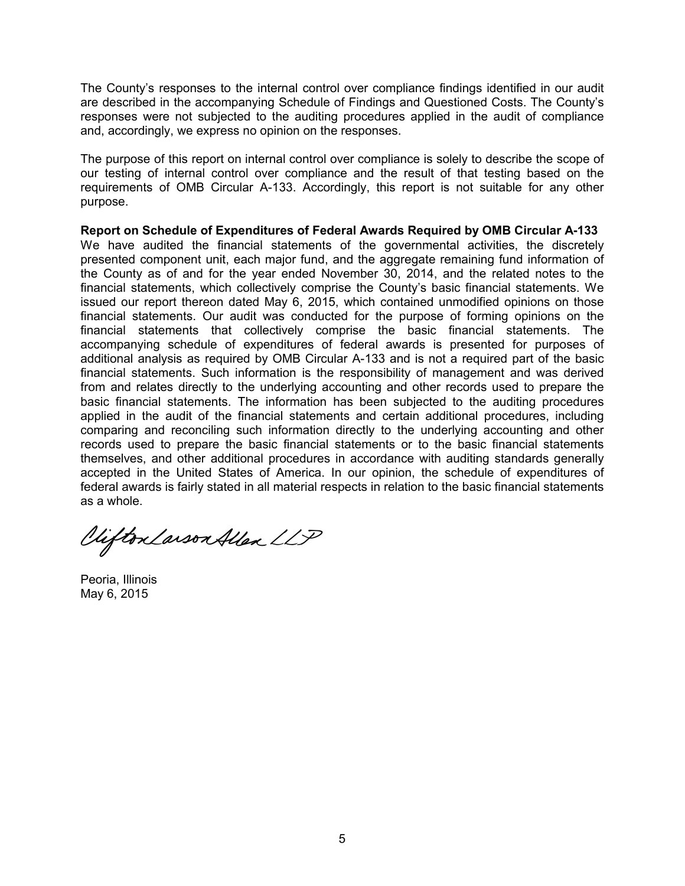The County's responses to the internal control over compliance findings identified in our audit are described in the accompanying Schedule of Findings and Questioned Costs. The County's responses were not subjected to the auditing procedures applied in the audit of compliance and, accordingly, we express no opinion on the responses.

The purpose of this report on internal control over compliance is solely to describe the scope of our testing of internal control over compliance and the result of that testing based on the requirements of OMB Circular A-133. Accordingly, this report is not suitable for any other purpose.

**Report on Schedule of Expenditures of Federal Awards Required by OMB Circular A-133**

We have audited the financial statements of the governmental activities, the discretely presented component unit, each major fund, and the aggregate remaining fund information of the County as of and for the year ended November 30, 2014, and the related notes to the financial statements, which collectively comprise the County's basic financial statements. We issued our report thereon dated May 6, 2015, which contained unmodified opinions on those financial statements. Our audit was conducted for the purpose of forming opinions on the financial statements that collectively comprise the basic financial statements. The accompanying schedule of expenditures of federal awards is presented for purposes of additional analysis as required by OMB Circular A-133 and is not a required part of the basic financial statements. Such information is the responsibility of management and was derived from and relates directly to the underlying accounting and other records used to prepare the basic financial statements. The information has been subjected to the auditing procedures applied in the audit of the financial statements and certain additional procedures, including comparing and reconciling such information directly to the underlying accounting and other records used to prepare the basic financial statements or to the basic financial statements themselves, and other additional procedures in accordance with auditing standards generally accepted in the United States of America. In our opinion, the schedule of expenditures of federal awards is fairly stated in all material respects in relation to the basic financial statements as a whole.

CliftonLarsonAllen LLP

Peoria, Illinois
May 6, 2015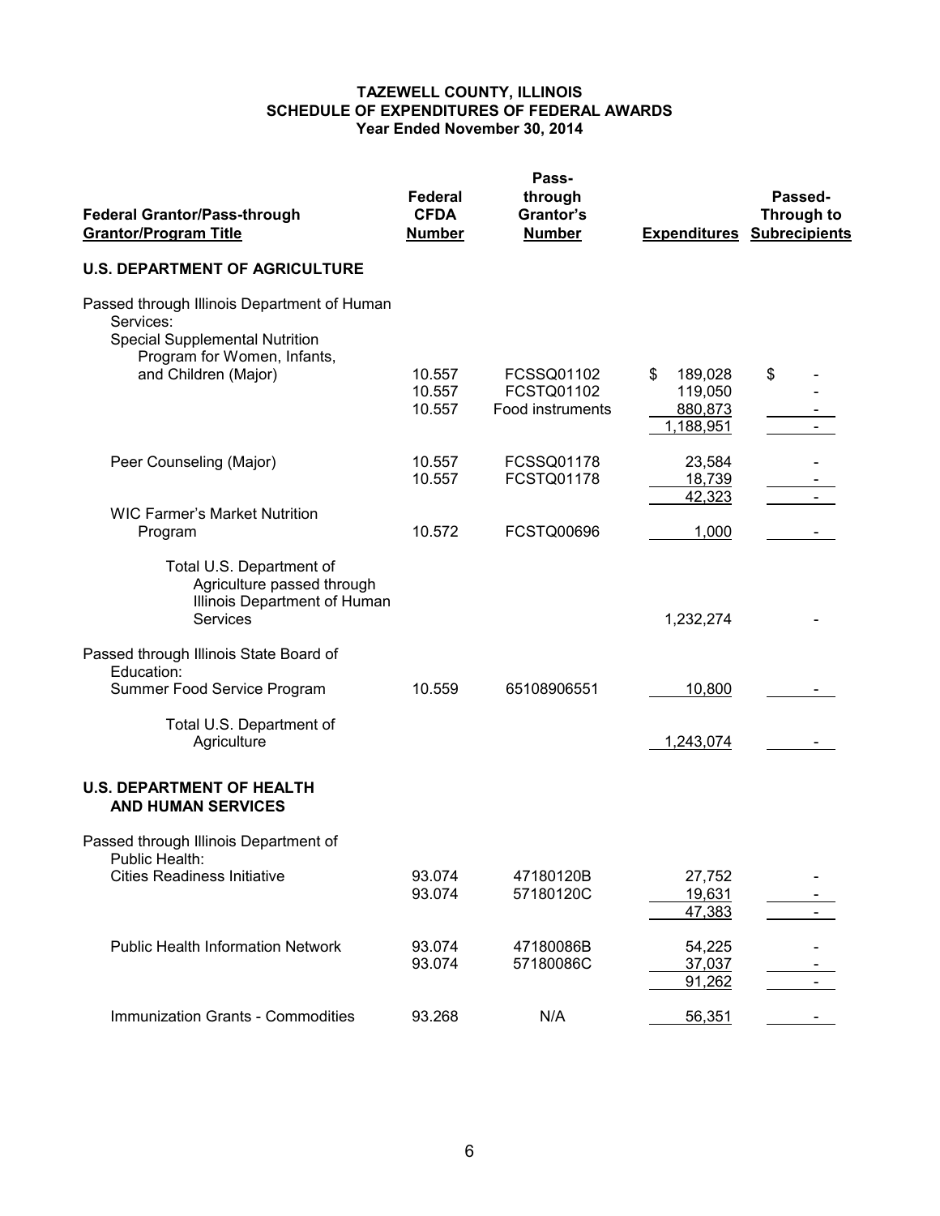# TAZEWELL COUNTY, ILLINOIS
## SCHEDULE OF EXPENDITURES OF FEDERAL AWARDS
### Year Ended November 30, 2014

| Federal Grantor/Pass-through Grantor/Program Title | Federal CFDA Number | Pass-through Grantor's Number | Expenditures | Passed-Through to Subrecipients |
|---|---|---|---|---|
| **U.S. DEPARTMENT OF AGRICULTURE** | | | | |
| Passed through Illinois Department of Human Services: | | | | |
| Special Supplemental Nutrition Program for Women, Infants, and Children (Major) | 10.557 | FCSSQ01102 | $ 189,028 | $ - |
| | 10.557 | FCSTQ01102 | 119,050 | - |
| | 10.557 | Food instruments | 880,873 | - |
| | | | 1,188,951 | - |
| Peer Counseling (Major) | 10.557 | FCSSQ01178 | 23,584 | - |
| | 10.557 | FCSTQ01178 | 18,739 | - |
| | | | 42,323 | - |
| WIC Farmer's Market Nutrition Program | 10.572 | FCSTQ00696 | 1,000 | - |
| Total U.S. Department of Agriculture passed through Illinois Department of Human Services | | | 1,232,274 | - |
| Passed through Illinois State Board of Education: | | | | |
| Summer Food Service Program | 10.559 | 65108906551 | 10,800 | - |
| Total U.S. Department of Agriculture | | | 1,243,074 | - |
| **U.S. DEPARTMENT OF HEALTH AND HUMAN SERVICES** | | | | |
| Passed through Illinois Department of Public Health: | | | | |
| Cities Readiness Initiative | 93.074 | 47180120B | 27,752 | - |
| | 93.074 | 57180120C | 19,631 | - |
| | | | 47,383 | - |
| Public Health Information Network | 93.074 | 47180086B | 54,225 | - |
| | 93.074 | 57180086C | 37,037 | - |
| | | | 91,262 | - |
| Immunization Grants - Commodities | 93.268 | N/A | 56,351 | - |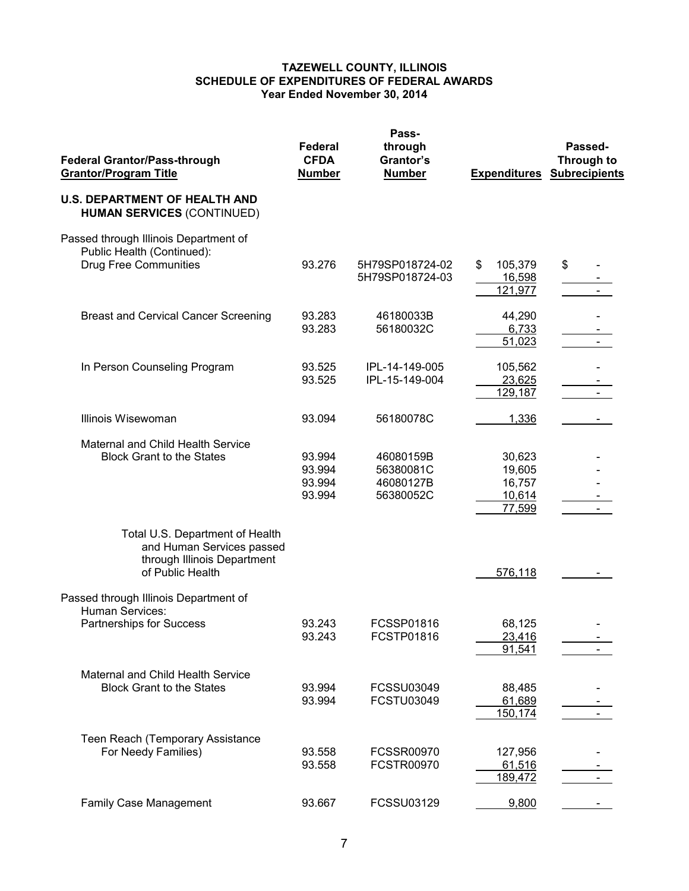**TAZEWELL COUNTY, ILLINOIS**
**SCHEDULE OF EXPENDITURES OF FEDERAL AWARDS**
**Year Ended November 30, 2014**

| Federal Grantor/Pass-through Grantor/Program Title | Federal CFDA Number | Pass-through Grantor's Number | Expenditures | Passed-Through to Subrecipients |
|---|---|---|---|---|
| **U.S. DEPARTMENT OF HEALTH AND HUMAN SERVICES** (CONTINUED) | | | | |
| Passed through Illinois Department of Public Health (Continued): | | | | |
| Drug Free Communities | 93.276 | 5H79SP018724-02 | $ 105,379 | $ - |
| | | 5H79SP018724-03 | 16,598 | - |
| | | | 121,977 | - |
| Breast and Cervical Cancer Screening | 93.283 | 46180033B | 44,290 | - |
| | 93.283 | 56180032C | 6,733 | - |
| | | | 51,023 | - |
| In Person Counseling Program | 93.525 | IPL-14-149-005 | 105,562 | - |
| | 93.525 | IPL-15-149-004 | 23,625 | - |
| | | | 129,187 | - |
| Illinois Wisewoman | 93.094 | 56180078C | 1,336 | - |
| Maternal and Child Health Service Block Grant to the States | 93.994 | 46080159B | 30,623 | - |
| | 93.994 | 56380081C | 19,605 | - |
| | 93.994 | 46080127B | 16,757 | - |
| | 93.994 | 56380052C | 10,614 | - |
| | | | 77,599 | - |
| Total U.S. Department of Health and Human Services passed through Illinois Department of Public Health | | | 576,118 | - |
| Passed through Illinois Department of Human Services: | | | | |
| Partnerships for Success | 93.243 | FCSSP01816 | 68,125 | - |
| | 93.243 | FCSTP01816 | 23,416 | - |
| | | | 91,541 | - |
| Maternal and Child Health Service Block Grant to the States | 93.994 | FCSSU03049 | 88,485 | - |
| | 93.994 | FCSTU03049 | 61,689 | - |
| | | | 150,174 | - |
| Teen Reach (Temporary Assistance For Needy Families) | 93.558 | FCSSR00970 | 127,956 | - |
| | 93.558 | FCSTR00970 | 61,516 | - |
| | | | 189,472 | - |
| Family Case Management | 93.667 | FCSSU03129 | 9,800 | - |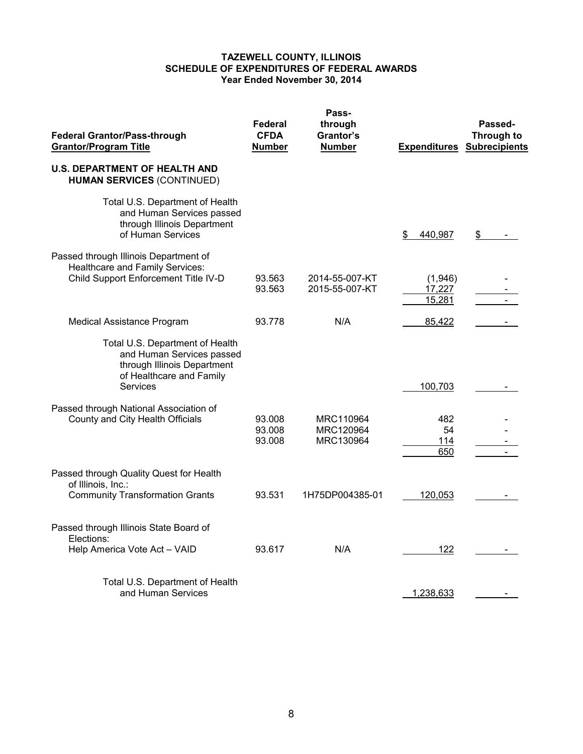**TAZEWELL COUNTY, ILLINOIS**
**SCHEDULE OF EXPENDITURES OF FEDERAL AWARDS**
**Year Ended November 30, 2014**

| Federal Grantor/Pass-through Grantor/Program Title | Federal CFDA Number | Pass-through Grantor's Number | Expenditures | Passed-Through to Subrecipients |
|---|---|---|---|---|
| **U.S. DEPARTMENT OF HEALTH AND HUMAN SERVICES** (CONTINUED) | | | | |
| Total U.S. Department of Health and Human Services passed through Illinois Department of Human Services | | | $ 440,987 | $ - |
| Passed through Illinois Department of Healthcare and Family Services: | | | | |
| Child Support Enforcement Title IV-D | 93.563 | 2014-55-007-KT | (1,946) | - |
| | 93.563 | 2015-55-007-KT | 17,227 | - |
| | | | 15,281 | - |
| Medical Assistance Program | 93.778 | N/A | 85,422 | - |
| Total U.S. Department of Health and Human Services passed through Illinois Department of Healthcare and Family Services | | | 100,703 | - |
| Passed through National Association of County and City Health Officials | 93.008 | MRC110964 | 482 | - |
| | 93.008 | MRC120964 | 54 | - |
| | 93.008 | MRC130964 | 114 | - |
| | | | 650 | - |
| Passed through Quality Quest for Health of Illinois, Inc.: | | | | |
| Community Transformation Grants | 93.531 | 1H75DP004385-01 | 120,053 | - |
| Passed through Illinois State Board of Elections: | | | | |
| Help America Vote Act – VAID | 93.617 | N/A | 122 | - |
| Total U.S. Department of Health and Human Services | | | 1,238,633 | - |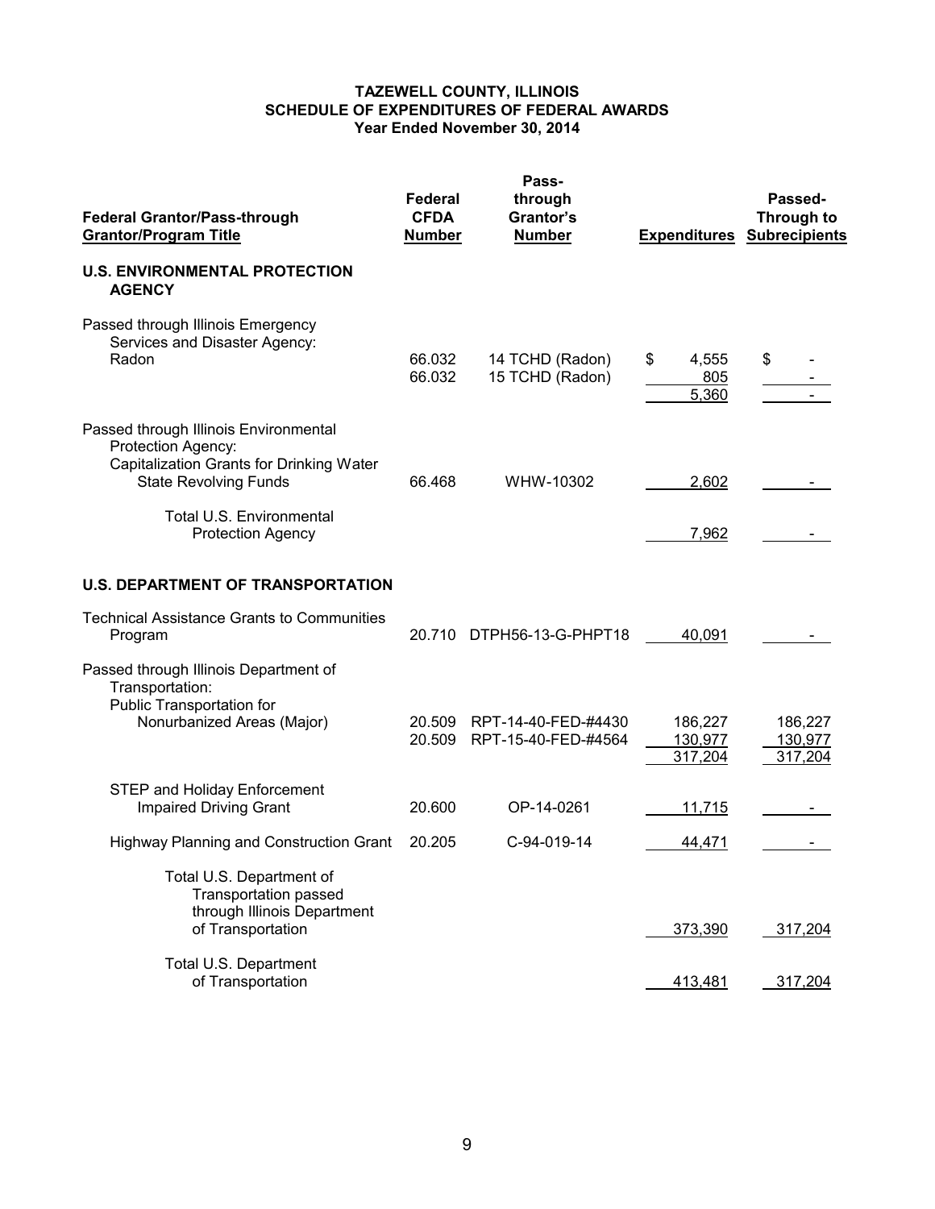**TAZEWELL COUNTY, ILLINOIS**
**SCHEDULE OF EXPENDITURES OF FEDERAL AWARDS**
**Year Ended November 30, 2014**

| Federal Grantor/Pass-through Grantor/Program Title | Federal CFDA Number | Pass-through Grantor's Number | Expenditures | Passed-Through to Subrecipients |
|---|---|---|---|---|
| **U.S. ENVIRONMENTAL PROTECTION AGENCY** | | | | |
| Passed through Illinois Emergency Services and Disaster Agency: | | | | |
| Radon | 66.032 | 14 TCHD (Radon) | $ 4,555 | $ - |
| | 66.032 | 15 TCHD (Radon) | 805 | - |
| | | | 5,360 | - |
| Passed through Illinois Environmental Protection Agency: | | | | |
| Capitalization Grants for Drinking Water State Revolving Funds | 66.468 | WHW-10302 | 2,602 | - |
| Total U.S. Environmental Protection Agency | | | 7,962 | - |
| **U.S. DEPARTMENT OF TRANSPORTATION** | | | | |
| Technical Assistance Grants to Communities Program | 20.710 | DTPH56-13-G-PHPT18 | 40,091 | - |
| Passed through Illinois Department of Transportation: | | | | |
| Public Transportation for Nonurbanized Areas (Major) | 20.509 | RPT-14-40-FED-#4430 | 186,227 | 186,227 |
| | 20.509 | RPT-15-40-FED-#4564 | 130,977 | 130,977 |
| | | | 317,204 | 317,204 |
| STEP and Holiday Enforcement Impaired Driving Grant | 20.600 | OP-14-0261 | 11,715 | - |
| Highway Planning and Construction Grant | 20.205 | C-94-019-14 | 44,471 | - |
| Total U.S. Department of Transportation passed through Illinois Department of Transportation | | | 373,390 | 317,204 |
| Total U.S. Department of Transportation | | | 413,481 | 317,204 |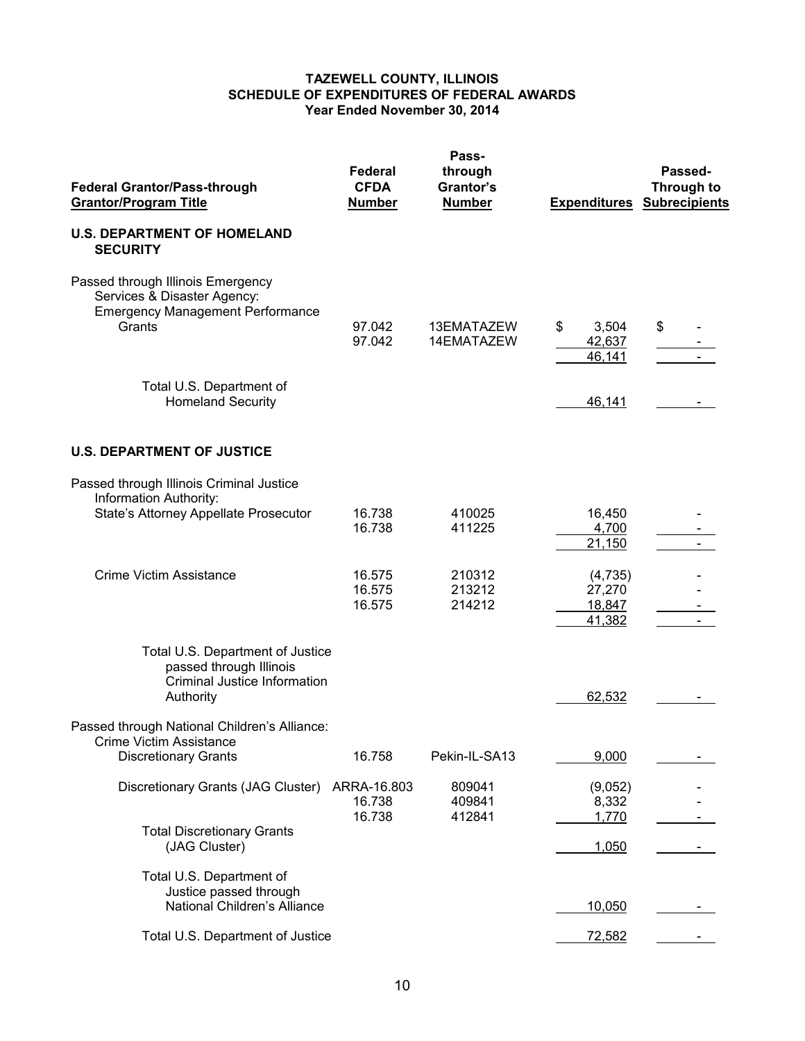# TAZEWELL COUNTY, ILLINOIS
## SCHEDULE OF EXPENDITURES OF FEDERAL AWARDS
### Year Ended November 30, 2014

| Federal Grantor/Pass-through Grantor/Program Title | Federal CFDA Number | Pass-through Grantor's Number | Expenditures | Passed-Through to Subrecipients |
|---|---|---|---|---|
| **U.S. DEPARTMENT OF HOMELAND SECURITY** | | | | |
| Passed through Illinois Emergency Services & Disaster Agency: | | | | |
| Emergency Management Performance Grants | 97.042 | 13EMATAZEW | $ 3,504 | $ - |
| | 97.042 | 14EMATAZEW | 42,637 | - |
| | | | 46,141 | - |
| Total U.S. Department of Homeland Security | | | 46,141 | - |
| **U.S. DEPARTMENT OF JUSTICE** | | | | |
| Passed through Illinois Criminal Justice Information Authority: | | | | |
| State's Attorney Appellate Prosecutor | 16.738 | 410025 | 16,450 | - |
| | 16.738 | 411225 | 4,700 | - |
| | | | 21,150 | - |
| Crime Victim Assistance | 16.575 | 210312 | (4,735) | - |
| | 16.575 | 213212 | 27,270 | - |
| | 16.575 | 214212 | 18,847 | - |
| | | | 41,382 | - |
| Total U.S. Department of Justice passed through Illinois Criminal Justice Information Authority | | | 62,532 | - |
| Passed through National Children's Alliance: | | | | |
| Crime Victim Assistance Discretionary Grants | 16.758 | Pekin-IL-SA13 | 9,000 | - |
| Discretionary Grants (JAG Cluster) | ARRA-16.803 | 809041 | (9,052) | - |
| | 16.738 | 409841 | 8,332 | - |
| | 16.738 | 412841 | 1,770 | - |
| Total Discretionary Grants (JAG Cluster) | | | 1,050 | - |
| Total U.S. Department of Justice passed through National Children's Alliance | | | 10,050 | - |
| Total U.S. Department of Justice | | | 72,582 | - |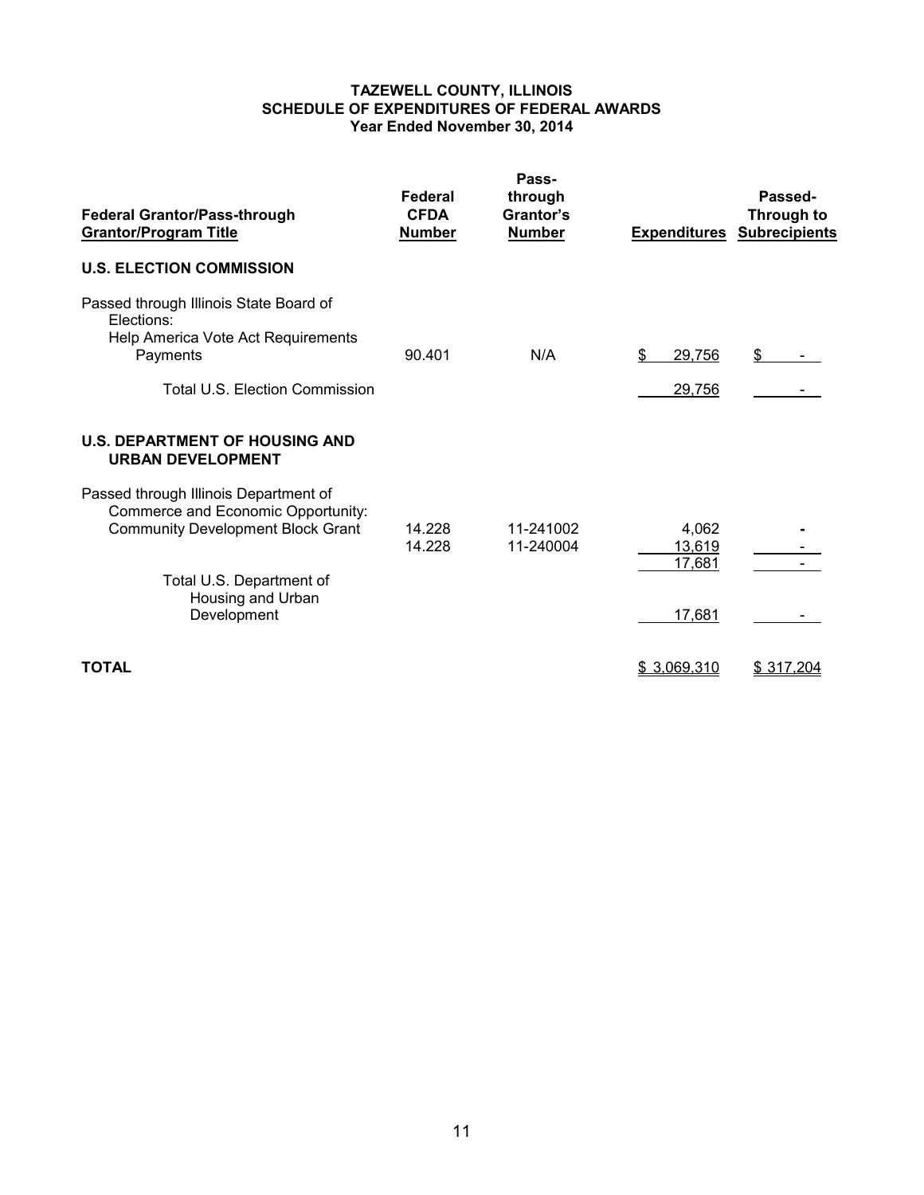# TAZEWELL COUNTY, ILLINOIS
## SCHEDULE OF EXPENDITURES OF FEDERAL AWARDS
### Year Ended November 30, 2014

| Federal Grantor/Pass-through Grantor/Program Title | Federal CFDA Number | Pass-through Grantor's Number | Expenditures | Passed-Through to Subrecipients |
|---|---|---|---|---|
| **U.S. ELECTION COMMISSION** | | | | |
| Passed through Illinois State Board of Elections: | | | | |
| Help America Vote Act Requirements Payments | 90.401 | N/A | $ 29,756 | $ - |
| Total U.S. Election Commission | | | 29,756 | - |
| **U.S. DEPARTMENT OF HOUSING AND URBAN DEVELOPMENT** | | | | |
| Passed through Illinois Department of Commerce and Economic Opportunity: | | | | |
| Community Development Block Grant | 14.228 | 11-241002 | 4,062 | - |
| | 14.228 | 11-240004 | 13,619 | - |
| | | | 17,681 | - |
| Total U.S. Department of Housing and Urban Development | | | 17,681 | - |
| **TOTAL** | | | $ 3,069,310 | $ 317,204 |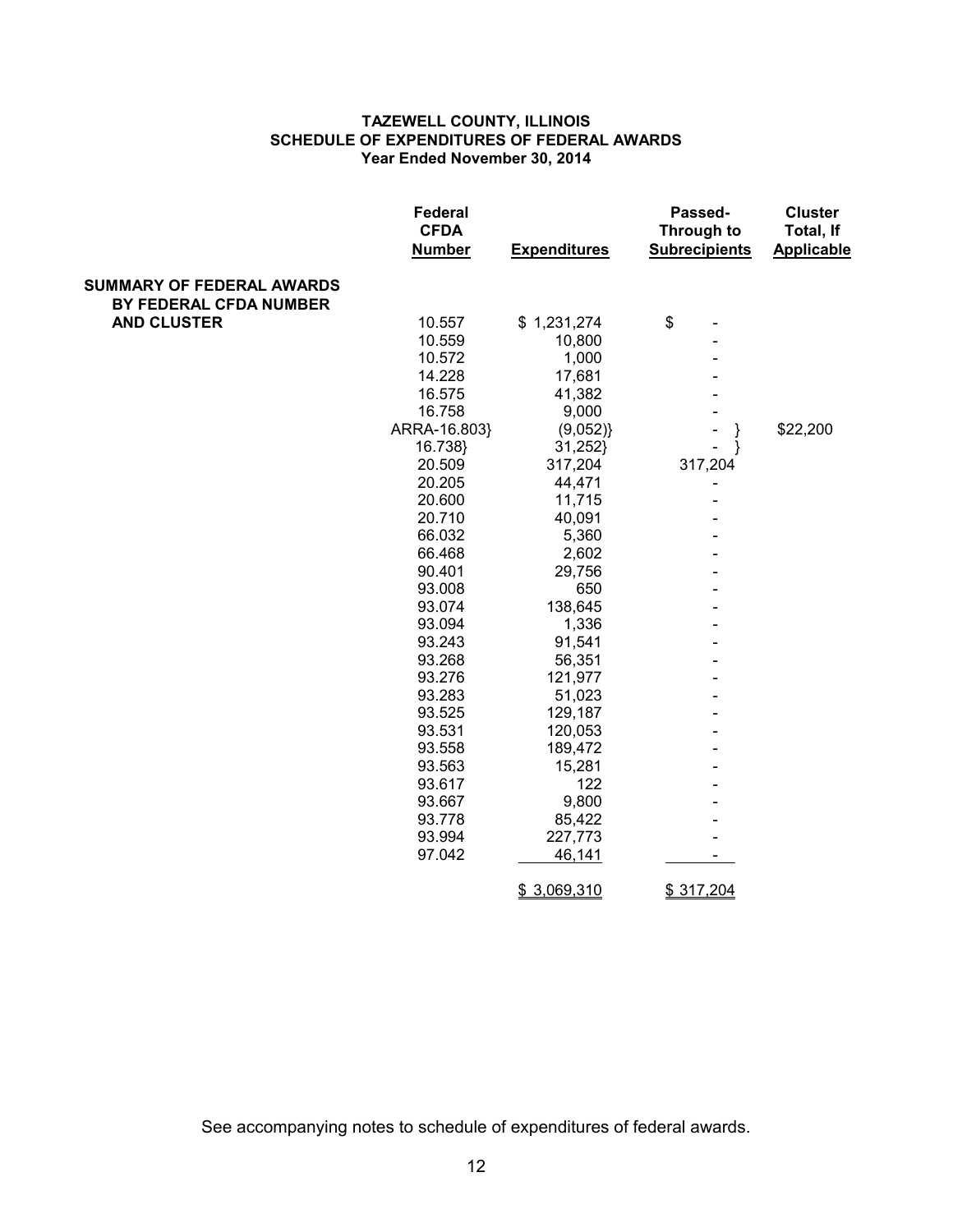**TAZEWELL COUNTY, ILLINOIS**
**SCHEDULE OF EXPENDITURES OF FEDERAL AWARDS**
**Year Ended November 30, 2014**

| | Federal CFDA Number | Expenditures | Passed-Through to Subrecipients | Cluster Total, If Applicable |
|---|---|---|---|---|
| **SUMMARY OF FEDERAL AWARDS BY FEDERAL CFDA NUMBER AND CLUSTER** | 10.557 | $ 1,231,274 | $ - | |
| | 10.559 | 10,800 | - | |
| | 10.572 | 1,000 | - | |
| | 14.228 | 17,681 | - | |
| | 16.575 | 41,382 | - | |
| | 16.758 | 9,000 | - | |
| | ARRA-16.803} | (9,052)} | - } | $22,200 |
| | 16.738} | 31,252} | - } | |
| | 20.509 | 317,204 | 317,204 | |
| | 20.205 | 44,471 | - | |
| | 20.600 | 11,715 | - | |
| | 20.710 | 40,091 | - | |
| | 66.032 | 5,360 | - | |
| | 66.468 | 2,602 | - | |
| | 90.401 | 29,756 | - | |
| | 93.008 | 650 | - | |
| | 93.074 | 138,645 | - | |
| | 93.094 | 1,336 | - | |
| | 93.243 | 91,541 | - | |
| | 93.268 | 56,351 | - | |
| | 93.276 | 121,977 | - | |
| | 93.283 | 51,023 | - | |
| | 93.525 | 129,187 | - | |
| | 93.531 | 120,053 | - | |
| | 93.558 | 189,472 | - | |
| | 93.563 | 15,281 | - | |
| | 93.617 | 122 | - | |
| | 93.667 | 9,800 | - | |
| | 93.778 | 85,422 | - | |
| | 93.994 | 227,773 | - | |
| | 97.042 | 46,141 | - | |
| | | $ 3,069,310 | $ 317,204 | |

See accompanying notes to schedule of expenditures of federal awards.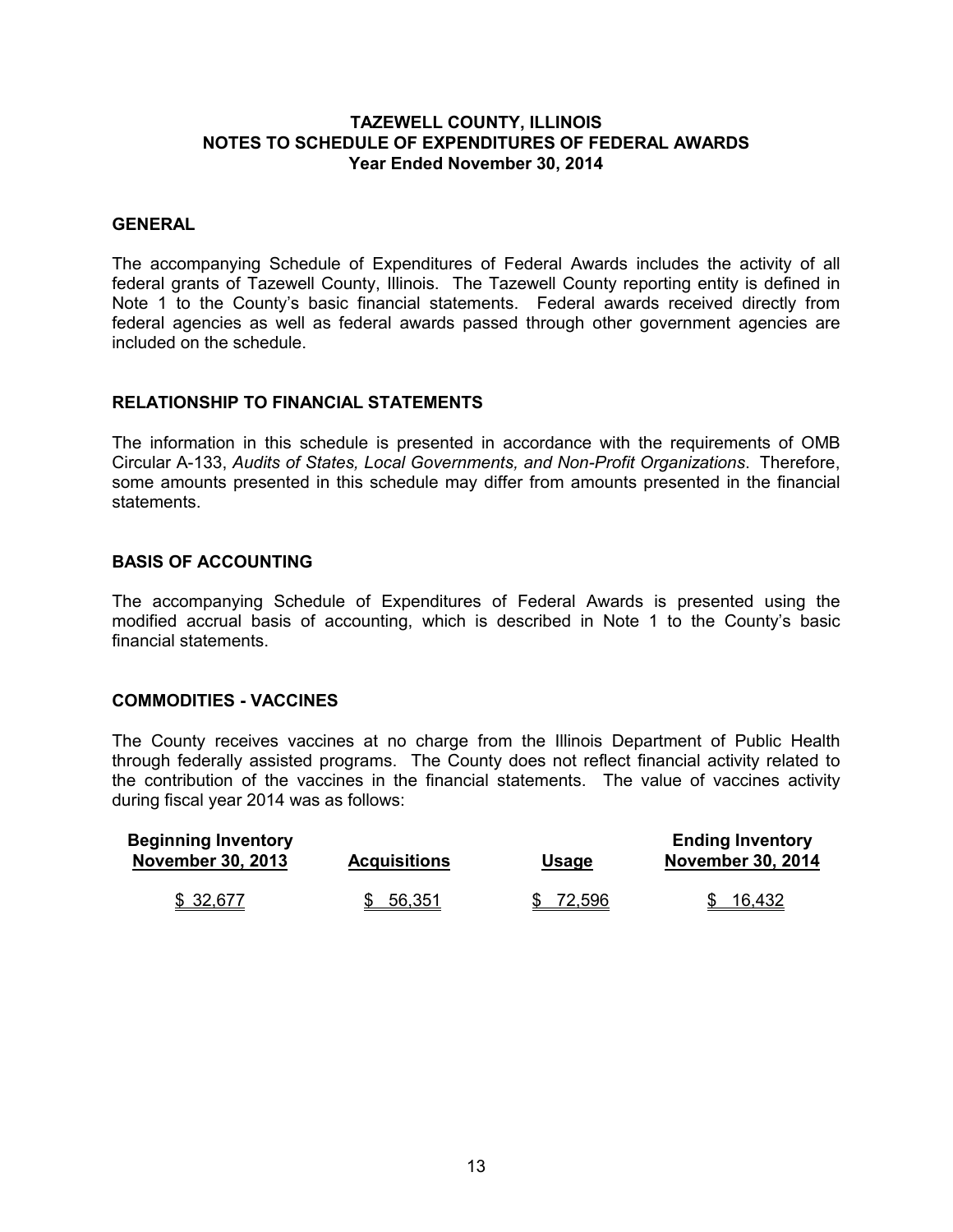# TAZEWELL COUNTY, ILLINOIS
## NOTES TO SCHEDULE OF EXPENDITURES OF FEDERAL AWARDS
### Year Ended November 30, 2014

## GENERAL

The accompanying Schedule of Expenditures of Federal Awards includes the activity of all federal grants of Tazewell County, Illinois. The Tazewell County reporting entity is defined in Note 1 to the County's basic financial statements. Federal awards received directly from federal agencies as well as federal awards passed through other government agencies are included on the schedule.

## RELATIONSHIP TO FINANCIAL STATEMENTS

The information in this schedule is presented in accordance with the requirements of OMB Circular A-133, *Audits of States, Local Governments, and Non-Profit Organizations*. Therefore, some amounts presented in this schedule may differ from amounts presented in the financial statements.

## BASIS OF ACCOUNTING

The accompanying Schedule of Expenditures of Federal Awards is presented using the modified accrual basis of accounting, which is described in Note 1 to the County's basic financial statements.

## COMMODITIES - VACCINES

The County receives vaccines at no charge from the Illinois Department of Public Health through federally assisted programs. The County does not reflect financial activity related to the contribution of the vaccines in the financial statements. The value of vaccines activity during fiscal year 2014 was as follows:

| Beginning Inventory November 30, 2013 | Acquisitions | Usage | Ending Inventory November 30, 2014 |
|---|---|---|---|
| $ 32,677 | $ 56,351 | $ 72,596 | $ 16,432 |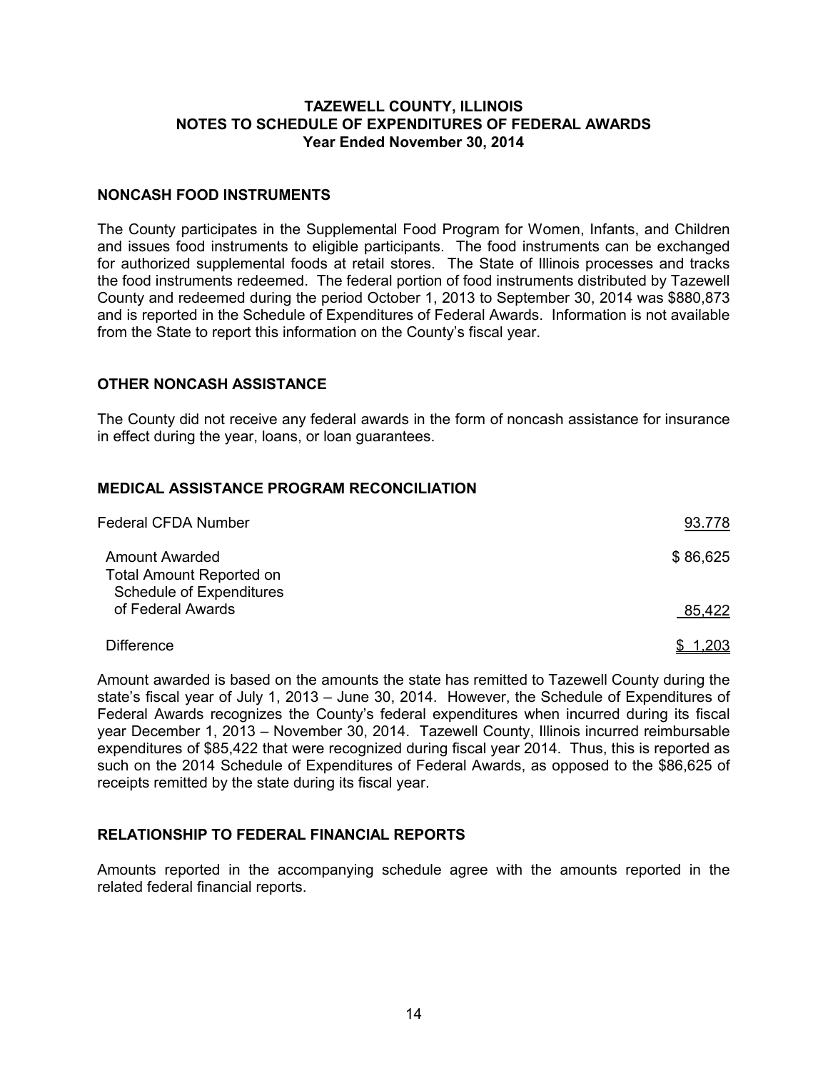# TAZEWELL COUNTY, ILLINOIS
## NOTES TO SCHEDULE OF EXPENDITURES OF FEDERAL AWARDS
### Year Ended November 30, 2014

### NONCASH FOOD INSTRUMENTS

The County participates in the Supplemental Food Program for Women, Infants, and Children and issues food instruments to eligible participants. The food instruments can be exchanged for authorized supplemental foods at retail stores. The State of Illinois processes and tracks the food instruments redeemed. The federal portion of food instruments distributed by Tazewell County and redeemed during the period October 1, 2013 to September 30, 2014 was $880,873 and is reported in the Schedule of Expenditures of Federal Awards. Information is not available from the State to report this information on the County's fiscal year.

### OTHER NONCASH ASSISTANCE

The County did not receive any federal awards in the form of noncash assistance for insurance in effect during the year, loans, or loan guarantees.

### MEDICAL ASSISTANCE PROGRAM RECONCILIATION

| | |
|---|---|
| Federal CFDA Number | 93.778 |
| Amount Awarded | $ 86,625 |
| Total Amount Reported on Schedule of Expenditures of Federal Awards | 85,422 |
| Difference | $ 1,203 |

Amount awarded is based on the amounts the state has remitted to Tazewell County during the state's fiscal year of July 1, 2013 – June 30, 2014. However, the Schedule of Expenditures of Federal Awards recognizes the County's federal expenditures when incurred during its fiscal year December 1, 2013 – November 30, 2014. Tazewell County, Illinois incurred reimbursable expenditures of $85,422 that were recognized during fiscal year 2014. Thus, this is reported as such on the 2014 Schedule of Expenditures of Federal Awards, as opposed to the $86,625 of receipts remitted by the state during its fiscal year.

### RELATIONSHIP TO FEDERAL FINANCIAL REPORTS

Amounts reported in the accompanying schedule agree with the amounts reported in the related federal financial reports.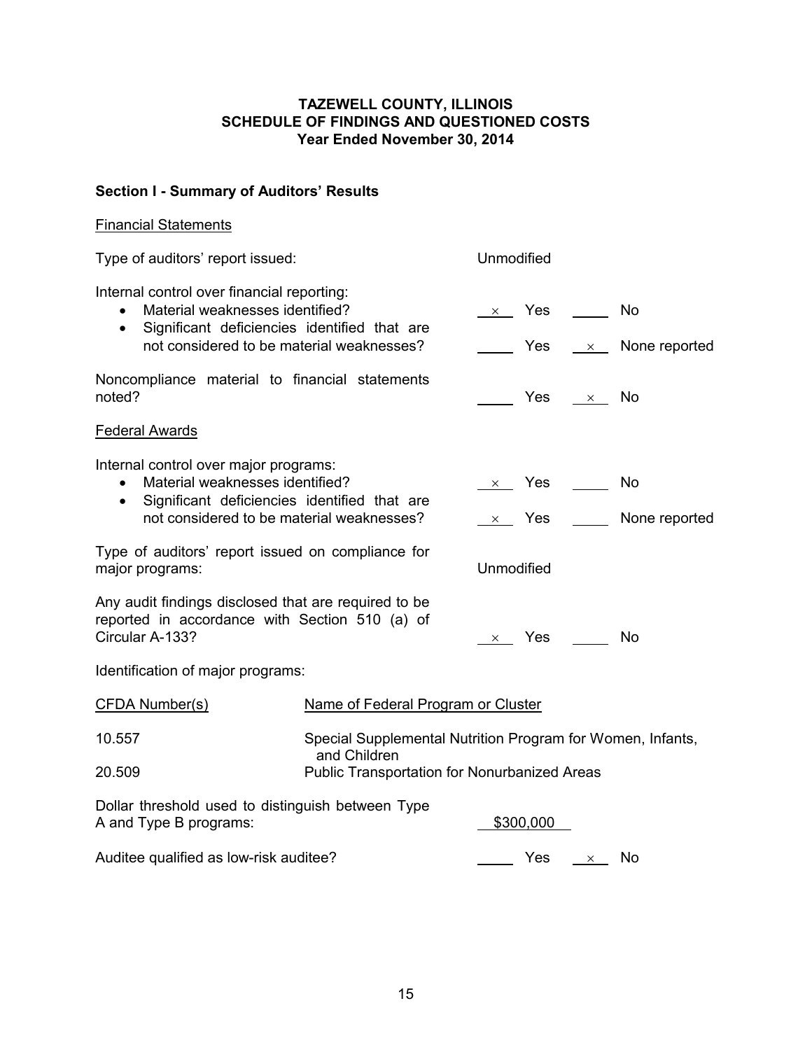# TAZEWELL COUNTY, ILLINOIS
## SCHEDULE OF FINDINGS AND QUESTIONED COSTS
### Year Ended November 30, 2014

**Section I - Summary of Auditors' Results**

Financial Statements

| | | |
|---|---|---|
| Type of auditors' report issued: | Unmodified | |
| Internal control over financial reporting: | | |
| • Material weaknesses identified? | \_×\_ Yes | \_\_\_\_ No |
| • Significant deficiencies identified that are not considered to be material weaknesses? | \_\_\_\_ Yes | \_×\_ None reported |
| Noncompliance material to financial statements noted? | \_\_\_\_ Yes | \_×\_ No |

Federal Awards

| | | |
|---|---|---|
| Internal control over major programs: | | |
| • Material weaknesses identified? | \_×\_ Yes | \_\_\_\_ No |
| • Significant deficiencies identified that are not considered to be material weaknesses? | \_×\_ Yes | \_\_\_\_ None reported |
| Type of auditors' report issued on compliance for major programs: | Unmodified | |
| Any audit findings disclosed that are required to be reported in accordance with Section 510 (a) of Circular A-133? | \_×\_ Yes | \_\_\_\_ No |

Identification of major programs:

| CFDA Number(s) | Name of Federal Program or Cluster |
|---|---|
| 10.557 | Special Supplemental Nutrition Program for Women, Infants, and Children |
| 20.509 | Public Transportation for Nonurbanized Areas |

| | | |
|---|---|---|
| Dollar threshold used to distinguish between Type A and Type B programs: | $300,000 | |
| Auditee qualified as low-risk auditee? | \_\_\_\_ Yes | \_×\_ No |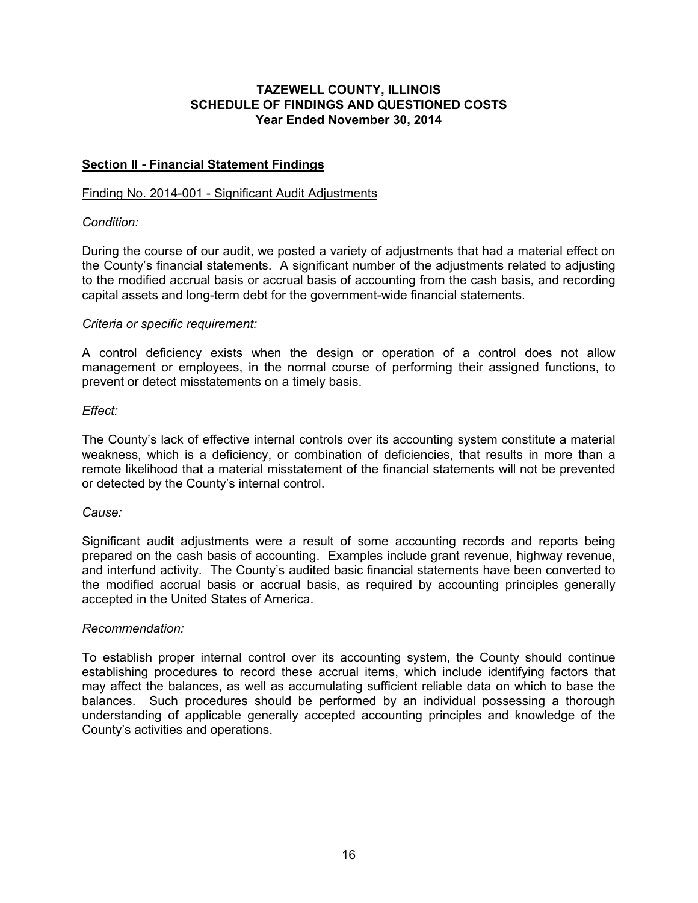# TAZEWELL COUNTY, ILLINOIS
# SCHEDULE OF FINDINGS AND QUESTIONED COSTS
### Year Ended November 30, 2014

## Section II - Financial Statement Findings

### Finding No. 2014-001 - Significant Audit Adjustments

*Condition:*

During the course of our audit, we posted a variety of adjustments that had a material effect on the County's financial statements. A significant number of the adjustments related to adjusting to the modified accrual basis or accrual basis of accounting from the cash basis, and recording capital assets and long-term debt for the government-wide financial statements.

*Criteria or specific requirement:*

A control deficiency exists when the design or operation of a control does not allow management or employees, in the normal course of performing their assigned functions, to prevent or detect misstatements on a timely basis.

*Effect:*

The County's lack of effective internal controls over its accounting system constitute a material weakness, which is a deficiency, or combination of deficiencies, that results in more than a remote likelihood that a material misstatement of the financial statements will not be prevented or detected by the County's internal control.

*Cause:*

Significant audit adjustments were a result of some accounting records and reports being prepared on the cash basis of accounting. Examples include grant revenue, highway revenue, and interfund activity. The County's audited basic financial statements have been converted to the modified accrual basis or accrual basis, as required by accounting principles generally accepted in the United States of America.

*Recommendation:*

To establish proper internal control over its accounting system, the County should continue establishing procedures to record these accrual items, which include identifying factors that may affect the balances, as well as accumulating sufficient reliable data on which to base the balances. Such procedures should be performed by an individual possessing a thorough understanding of applicable generally accepted accounting principles and knowledge of the County's activities and operations.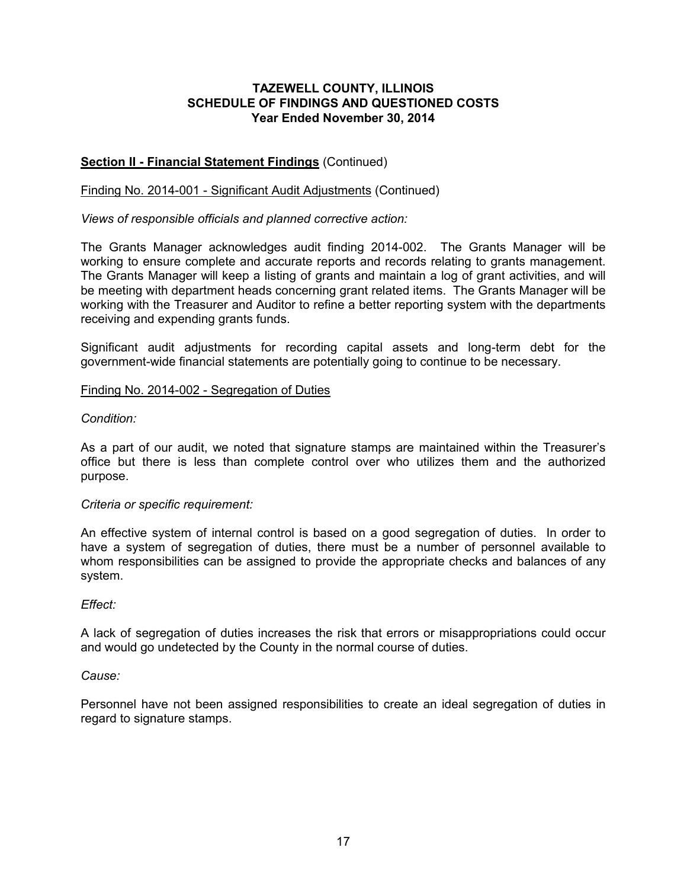## TAZEWELL COUNTY, ILLINOIS
## SCHEDULE OF FINDINGS AND QUESTIONED COSTS
### Year Ended November 30, 2014

**Section II - Financial Statement Findings** (Continued)

Finding No. 2014-001 - Significant Audit Adjustments (Continued)

*Views of responsible officials and planned corrective action:*

The Grants Manager acknowledges audit finding 2014-002. The Grants Manager will be working to ensure complete and accurate reports and records relating to grants management. The Grants Manager will keep a listing of grants and maintain a log of grant activities, and will be meeting with department heads concerning grant related items. The Grants Manager will be working with the Treasurer and Auditor to refine a better reporting system with the departments receiving and expending grants funds.

Significant audit adjustments for recording capital assets and long-term debt for the government-wide financial statements are potentially going to continue to be necessary.

Finding No. 2014-002 - Segregation of Duties

*Condition:*

As a part of our audit, we noted that signature stamps are maintained within the Treasurer's office but there is less than complete control over who utilizes them and the authorized purpose.

*Criteria or specific requirement:*

An effective system of internal control is based on a good segregation of duties. In order to have a system of segregation of duties, there must be a number of personnel available to whom responsibilities can be assigned to provide the appropriate checks and balances of any system.

*Effect:*

A lack of segregation of duties increases the risk that errors or misappropriations could occur and would go undetected by the County in the normal course of duties.

*Cause:*

Personnel have not been assigned responsibilities to create an ideal segregation of duties in regard to signature stamps.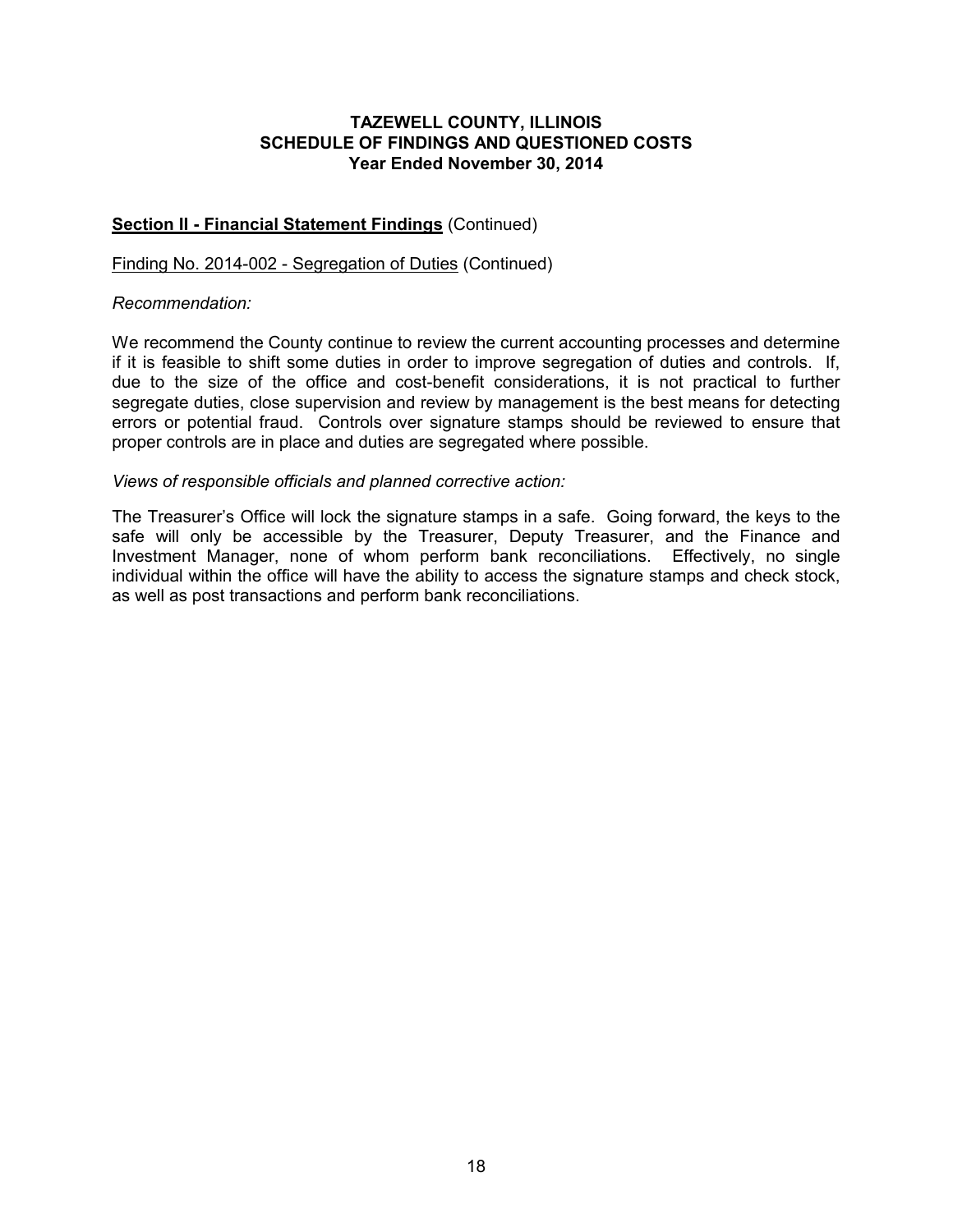**TAZEWELL COUNTY, ILLINOIS**
**SCHEDULE OF FINDINGS AND QUESTIONED COSTS**
**Year Ended November 30, 2014**

**Section II - Financial Statement Findings** (Continued)

Finding No. 2014-002 - Segregation of Duties (Continued)

*Recommendation:*

We recommend the County continue to review the current accounting processes and determine if it is feasible to shift some duties in order to improve segregation of duties and controls. If, due to the size of the office and cost-benefit considerations, it is not practical to further segregate duties, close supervision and review by management is the best means for detecting errors or potential fraud. Controls over signature stamps should be reviewed to ensure that proper controls are in place and duties are segregated where possible.

*Views of responsible officials and planned corrective action:*

The Treasurer's Office will lock the signature stamps in a safe. Going forward, the keys to the safe will only be accessible by the Treasurer, Deputy Treasurer, and the Finance and Investment Manager, none of whom perform bank reconciliations. Effectively, no single individual within the office will have the ability to access the signature stamps and check stock, as well as post transactions and perform bank reconciliations.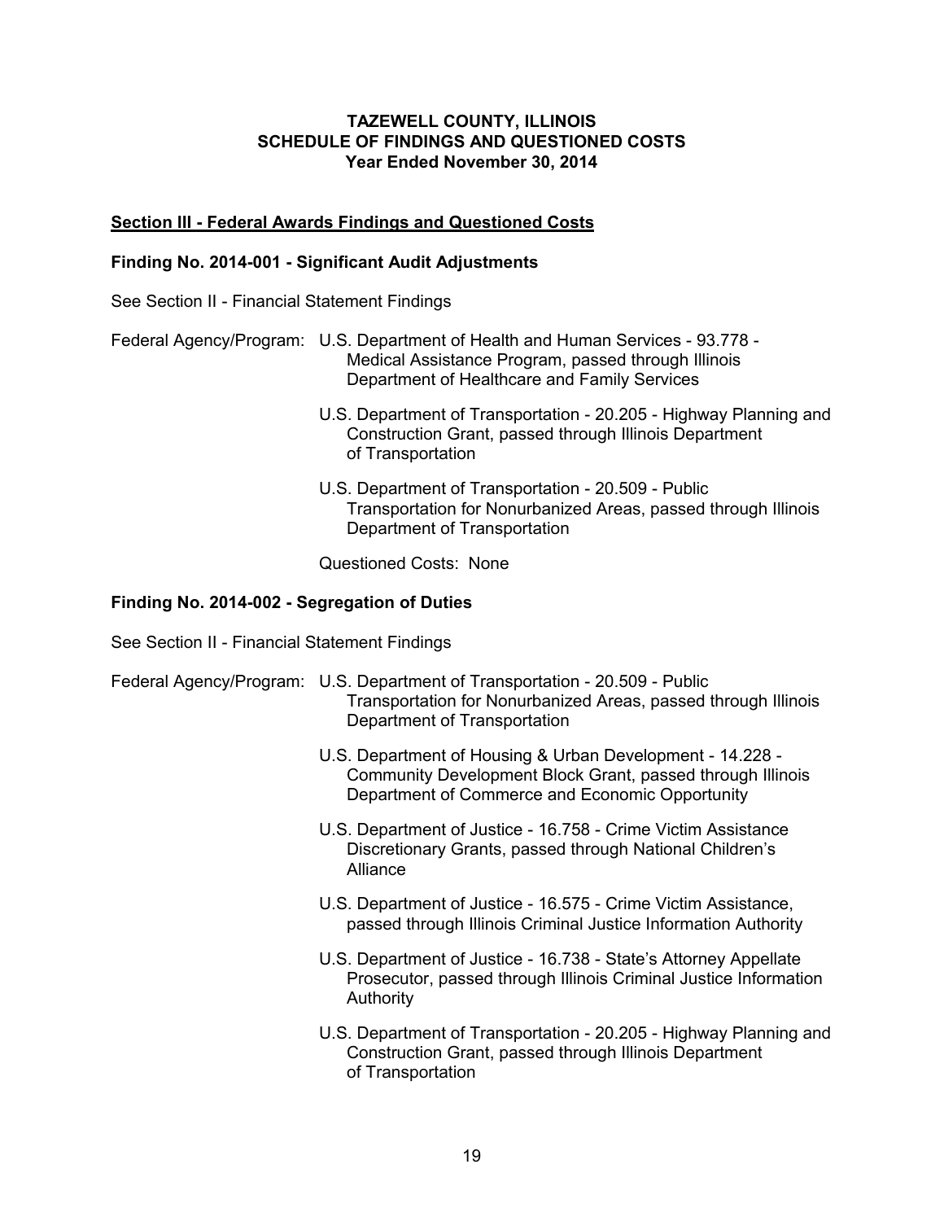**TAZEWELL COUNTY, ILLINOIS**
**SCHEDULE OF FINDINGS AND QUESTIONED COSTS**
**Year Ended November 30, 2014**

## Section III - Federal Awards Findings and Questioned Costs

### Finding No. 2014-001 - Significant Audit Adjustments

See Section II - Financial Statement Findings

Federal Agency/Program:

- U.S. Department of Health and Human Services - 93.778 - Medical Assistance Program, passed through Illinois Department of Healthcare and Family Services
- U.S. Department of Transportation - 20.205 - Highway Planning and Construction Grant, passed through Illinois Department of Transportation
- U.S. Department of Transportation - 20.509 - Public Transportation for Nonurbanized Areas, passed through Illinois Department of Transportation

Questioned Costs: None

### Finding No. 2014-002 - Segregation of Duties

See Section II - Financial Statement Findings

Federal Agency/Program:

- U.S. Department of Transportation - 20.509 - Public Transportation for Nonurbanized Areas, passed through Illinois Department of Transportation
- U.S. Department of Housing & Urban Development - 14.228 - Community Development Block Grant, passed through Illinois Department of Commerce and Economic Opportunity
- U.S. Department of Justice - 16.758 - Crime Victim Assistance Discretionary Grants, passed through National Children's Alliance
- U.S. Department of Justice - 16.575 - Crime Victim Assistance, passed through Illinois Criminal Justice Information Authority
- U.S. Department of Justice - 16.738 - State's Attorney Appellate Prosecutor, passed through Illinois Criminal Justice Information Authority
- U.S. Department of Transportation - 20.205 - Highway Planning and Construction Grant, passed through Illinois Department of Transportation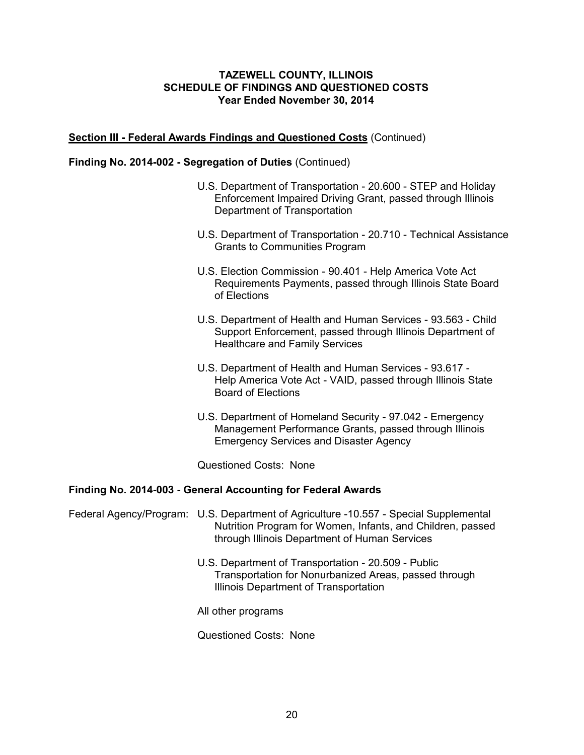**TAZEWELL COUNTY, ILLINOIS**
**SCHEDULE OF FINDINGS AND QUESTIONED COSTS**
**Year Ended November 30, 2014**

**Section III - Federal Awards Findings and Questioned Costs** (Continued)

**Finding No. 2014-002 - Segregation of Duties** (Continued)

U.S. Department of Transportation - 20.600 - STEP and Holiday Enforcement Impaired Driving Grant, passed through Illinois Department of Transportation

U.S. Department of Transportation - 20.710 - Technical Assistance Grants to Communities Program

U.S. Election Commission - 90.401 - Help America Vote Act Requirements Payments, passed through Illinois State Board of Elections

U.S. Department of Health and Human Services - 93.563 - Child Support Enforcement, passed through Illinois Department of Healthcare and Family Services

U.S. Department of Health and Human Services - 93.617 - Help America Vote Act - VAID, passed through Illinois State Board of Elections

U.S. Department of Homeland Security - 97.042 - Emergency Management Performance Grants, passed through Illinois Emergency Services and Disaster Agency

Questioned Costs: None

**Finding No. 2014-003 - General Accounting for Federal Awards**

Federal Agency/Program: U.S. Department of Agriculture -10.557 - Special Supplemental Nutrition Program for Women, Infants, and Children, passed through Illinois Department of Human Services

U.S. Department of Transportation - 20.509 - Public Transportation for Nonurbanized Areas, passed through Illinois Department of Transportation

All other programs

Questioned Costs: None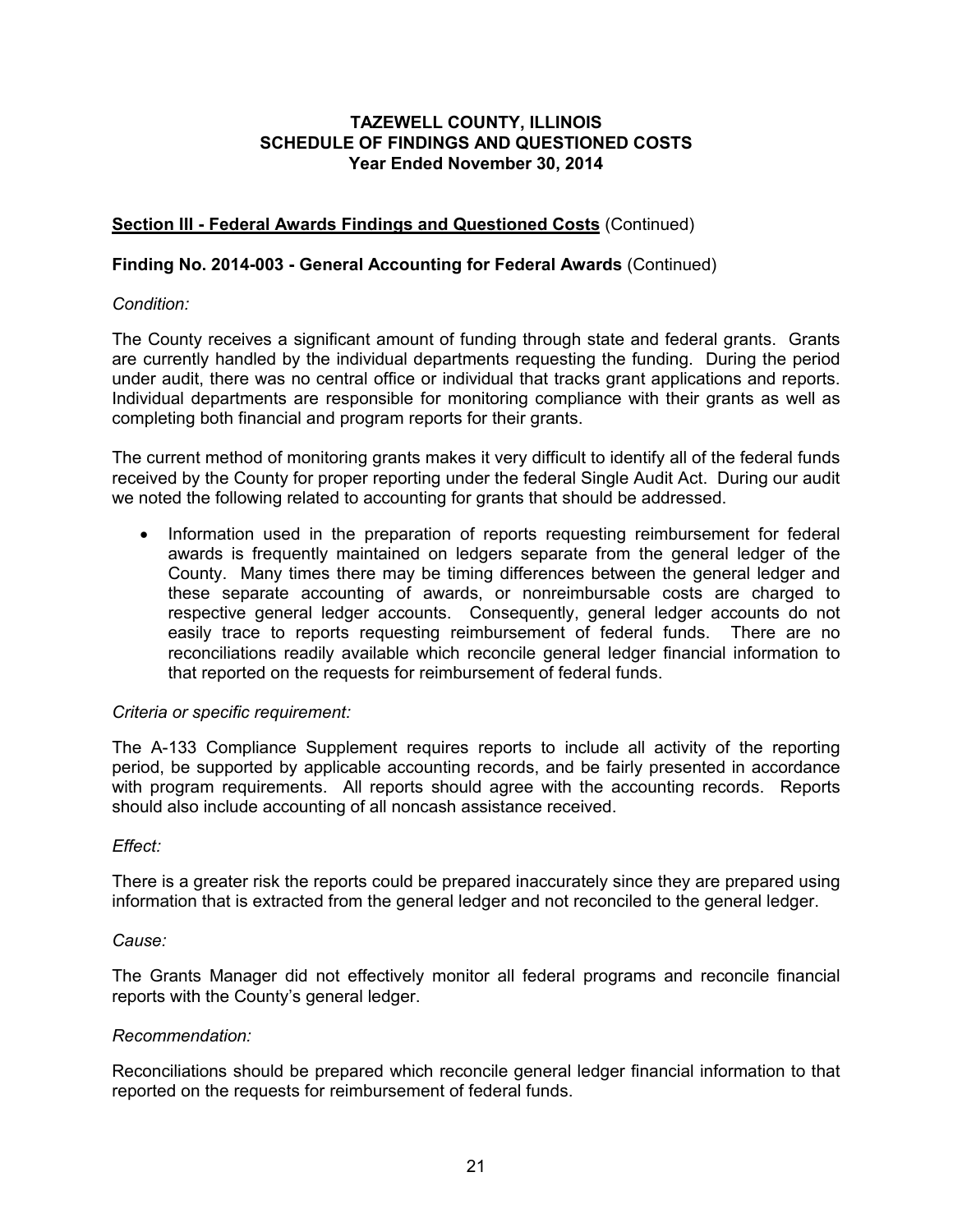**TAZEWELL COUNTY, ILLINOIS**
**SCHEDULE OF FINDINGS AND QUESTIONED COSTS**
**Year Ended November 30, 2014**

**Section III - Federal Awards Findings and Questioned Costs** (Continued)

**Finding No. 2014-003 - General Accounting for Federal Awards** (Continued)

*Condition:*

The County receives a significant amount of funding through state and federal grants. Grants are currently handled by the individual departments requesting the funding. During the period under audit, there was no central office or individual that tracks grant applications and reports. Individual departments are responsible for monitoring compliance with their grants as well as completing both financial and program reports for their grants.

The current method of monitoring grants makes it very difficult to identify all of the federal funds received by the County for proper reporting under the federal Single Audit Act. During our audit we noted the following related to accounting for grants that should be addressed.

- Information used in the preparation of reports requesting reimbursement for federal awards is frequently maintained on ledgers separate from the general ledger of the County. Many times there may be timing differences between the general ledger and these separate accounting of awards, or nonreimbursable costs are charged to respective general ledger accounts. Consequently, general ledger accounts do not easily trace to reports requesting reimbursement of federal funds. There are no reconciliations readily available which reconcile general ledger financial information to that reported on the requests for reimbursement of federal funds.

*Criteria or specific requirement:*

The A-133 Compliance Supplement requires reports to include all activity of the reporting period, be supported by applicable accounting records, and be fairly presented in accordance with program requirements. All reports should agree with the accounting records. Reports should also include accounting of all noncash assistance received.

*Effect:*

There is a greater risk the reports could be prepared inaccurately since they are prepared using information that is extracted from the general ledger and not reconciled to the general ledger.

*Cause:*

The Grants Manager did not effectively monitor all federal programs and reconcile financial reports with the County's general ledger.

*Recommendation:*

Reconciliations should be prepared which reconcile general ledger financial information to that reported on the requests for reimbursement of federal funds.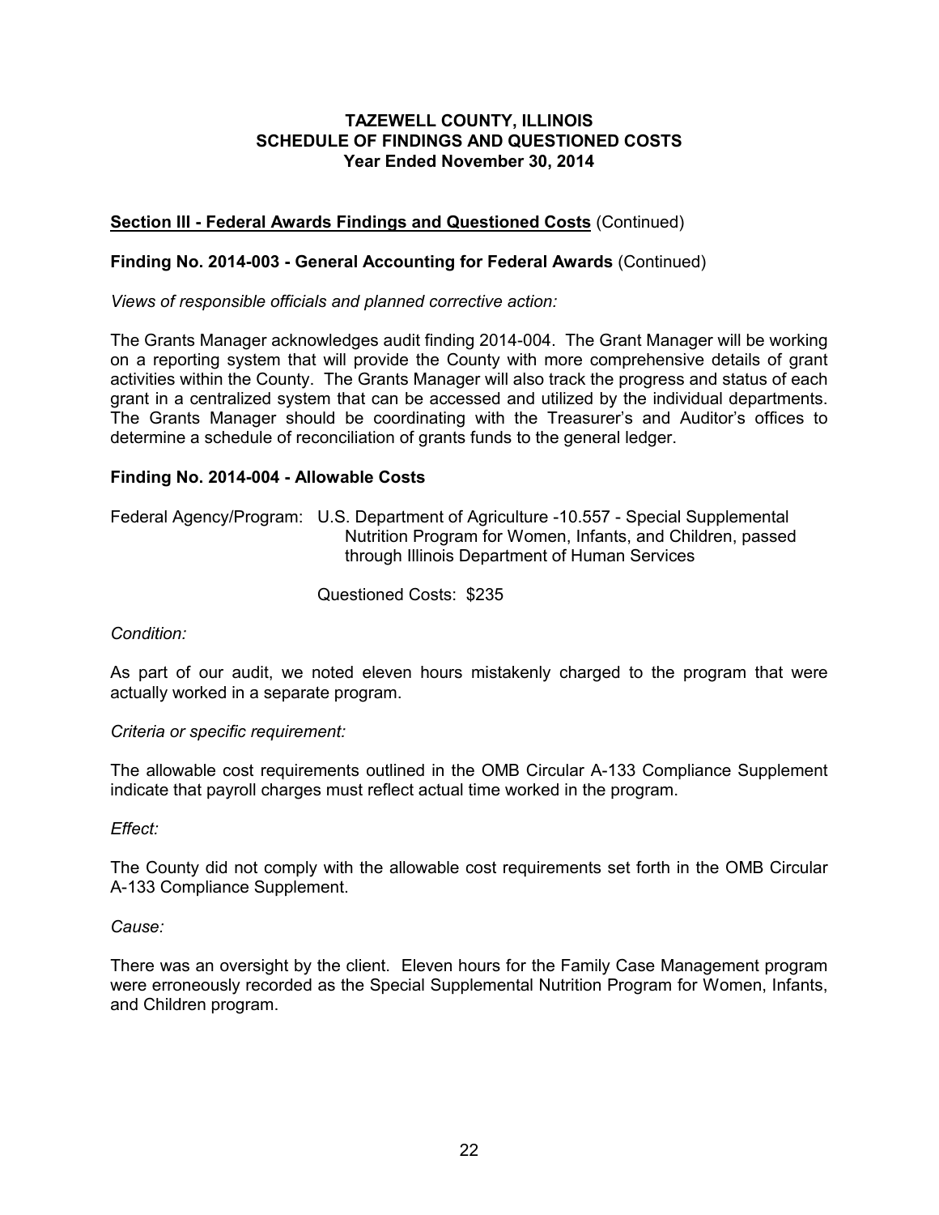# TAZEWELL COUNTY, ILLINOIS
## SCHEDULE OF FINDINGS AND QUESTIONED COSTS
### Year Ended November 30, 2014

**Section III - Federal Awards Findings and Questioned Costs** (Continued)

**Finding No. 2014-003 - General Accounting for Federal Awards** (Continued)

*Views of responsible officials and planned corrective action:*

The Grants Manager acknowledges audit finding 2014-004. The Grant Manager will be working on a reporting system that will provide the County with more comprehensive details of grant activities within the County. The Grants Manager will also track the progress and status of each grant in a centralized system that can be accessed and utilized by the individual departments. The Grants Manager should be coordinating with the Treasurer's and Auditor's offices to determine a schedule of reconciliation of grants funds to the general ledger.

**Finding No. 2014-004 - Allowable Costs**

Federal Agency/Program: U.S. Department of Agriculture -10.557 - Special Supplemental Nutrition Program for Women, Infants, and Children, passed through Illinois Department of Human Services

Questioned Costs: $235

*Condition:*

As part of our audit, we noted eleven hours mistakenly charged to the program that were actually worked in a separate program.

*Criteria or specific requirement:*

The allowable cost requirements outlined in the OMB Circular A-133 Compliance Supplement indicate that payroll charges must reflect actual time worked in the program.

*Effect:*

The County did not comply with the allowable cost requirements set forth in the OMB Circular A-133 Compliance Supplement.

*Cause:*

There was an oversight by the client. Eleven hours for the Family Case Management program were erroneously recorded as the Special Supplemental Nutrition Program for Women, Infants, and Children program.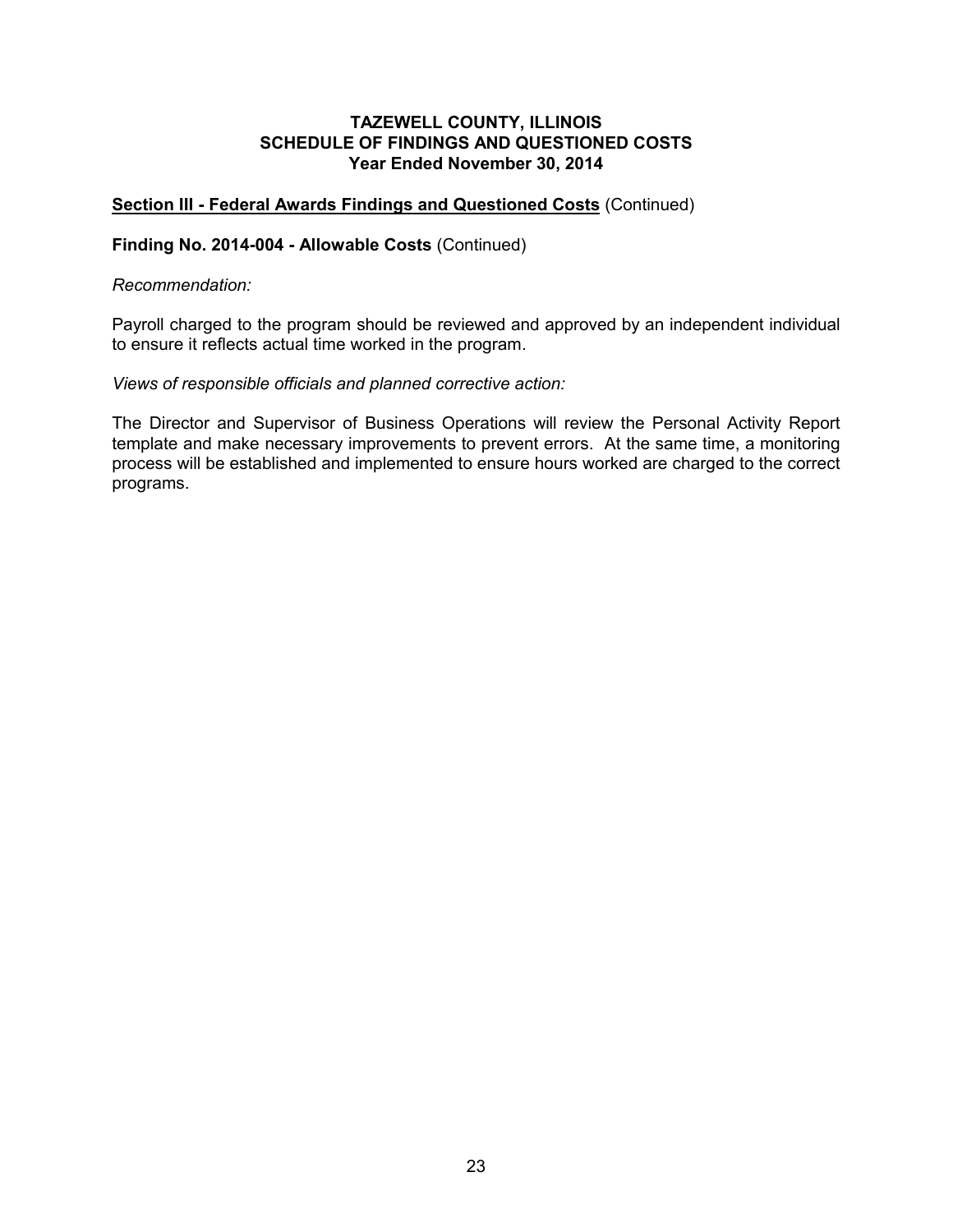**TAZEWELL COUNTY, ILLINOIS**
**SCHEDULE OF FINDINGS AND QUESTIONED COSTS**
**Year Ended November 30, 2014**

**Section III - Federal Awards Findings and Questioned Costs** (Continued)

**Finding No. 2014-004 - Allowable Costs** (Continued)

*Recommendation:*

Payroll charged to the program should be reviewed and approved by an independent individual to ensure it reflects actual time worked in the program.

*Views of responsible officials and planned corrective action:*

The Director and Supervisor of Business Operations will review the Personal Activity Report template and make necessary improvements to prevent errors. At the same time, a monitoring process will be established and implemented to ensure hours worked are charged to the correct programs.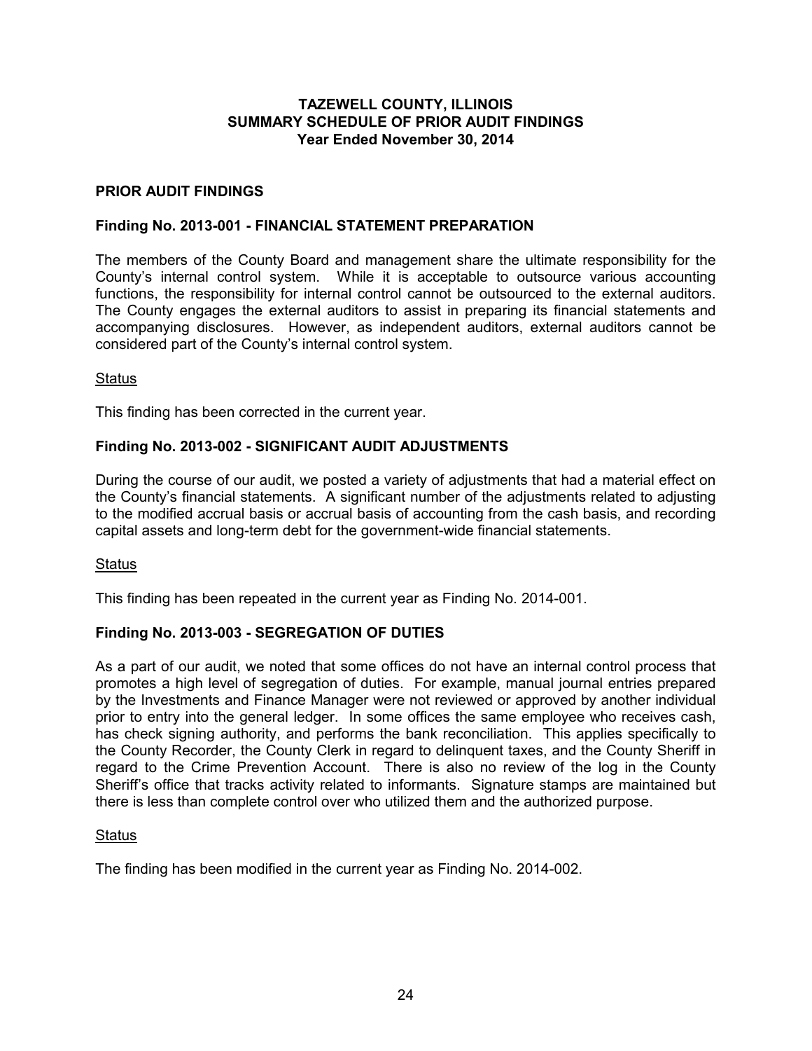# TAZEWELL COUNTY, ILLINOIS
## SUMMARY SCHEDULE OF PRIOR AUDIT FINDINGS
### Year Ended November 30, 2014

**PRIOR AUDIT FINDINGS**

**Finding No. 2013-001 - FINANCIAL STATEMENT PREPARATION**

The members of the County Board and management share the ultimate responsibility for the County's internal control system. While it is acceptable to outsource various accounting functions, the responsibility for internal control cannot be outsourced to the external auditors. The County engages the external auditors to assist in preparing its financial statements and accompanying disclosures. However, as independent auditors, external auditors cannot be considered part of the County's internal control system.

Status

This finding has been corrected in the current year.

**Finding No. 2013-002 - SIGNIFICANT AUDIT ADJUSTMENTS**

During the course of our audit, we posted a variety of adjustments that had a material effect on the County's financial statements. A significant number of the adjustments related to adjusting to the modified accrual basis or accrual basis of accounting from the cash basis, and recording capital assets and long-term debt for the government-wide financial statements.

Status

This finding has been repeated in the current year as Finding No. 2014-001.

**Finding No. 2013-003 - SEGREGATION OF DUTIES**

As a part of our audit, we noted that some offices do not have an internal control process that promotes a high level of segregation of duties. For example, manual journal entries prepared by the Investments and Finance Manager were not reviewed or approved by another individual prior to entry into the general ledger. In some offices the same employee who receives cash, has check signing authority, and performs the bank reconciliation. This applies specifically to the County Recorder, the County Clerk in regard to delinquent taxes, and the County Sheriff in regard to the Crime Prevention Account. There is also no review of the log in the County Sheriff's office that tracks activity related to informants. Signature stamps are maintained but there is less than complete control over who utilized them and the authorized purpose.

Status

The finding has been modified in the current year as Finding No. 2014-002.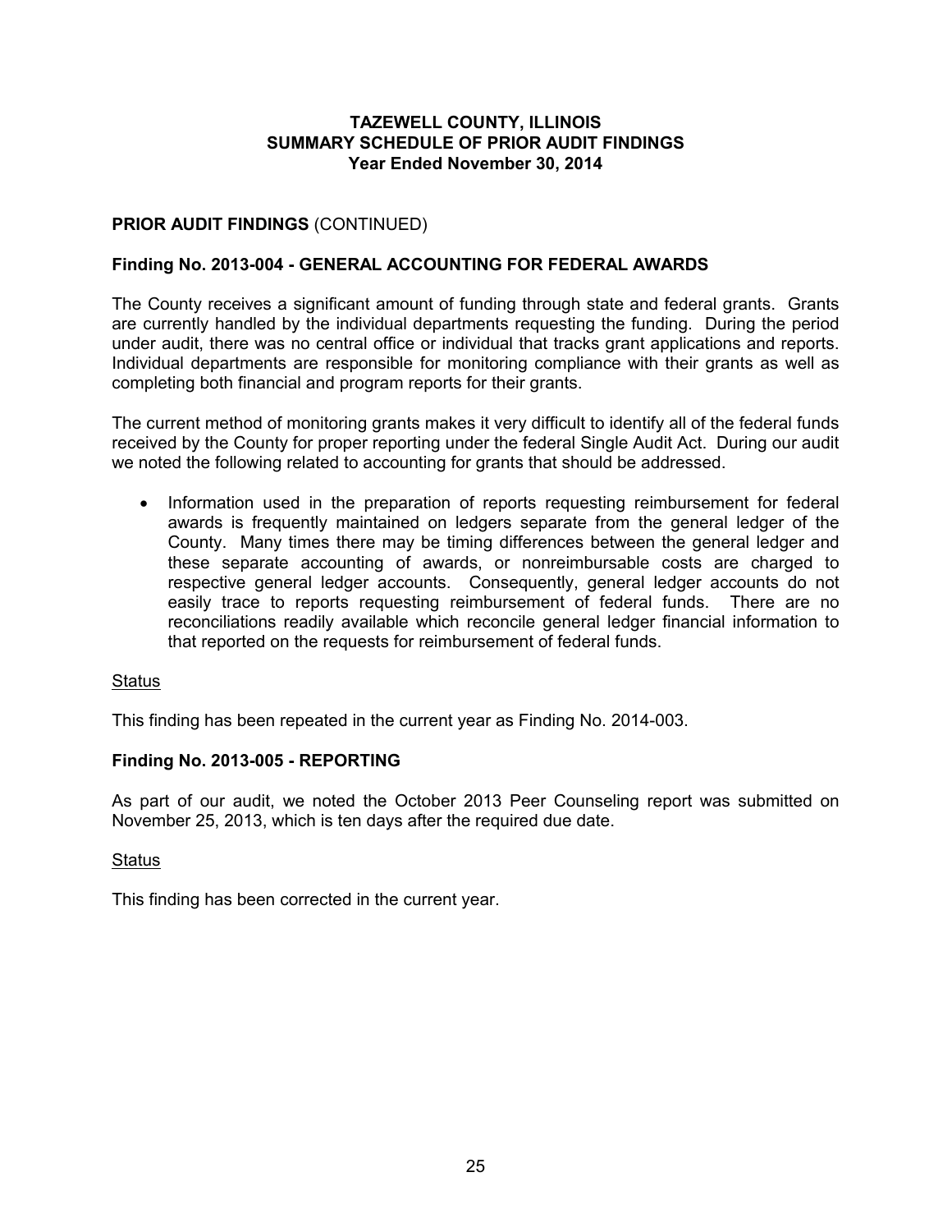# TAZEWELL COUNTY, ILLINOIS
## SUMMARY SCHEDULE OF PRIOR AUDIT FINDINGS
### Year Ended November 30, 2014

**PRIOR AUDIT FINDINGS** (CONTINUED)

**Finding No. 2013-004 - GENERAL ACCOUNTING FOR FEDERAL AWARDS**

The County receives a significant amount of funding through state and federal grants. Grants are currently handled by the individual departments requesting the funding. During the period under audit, there was no central office or individual that tracks grant applications and reports. Individual departments are responsible for monitoring compliance with their grants as well as completing both financial and program reports for their grants.

The current method of monitoring grants makes it very difficult to identify all of the federal funds received by the County for proper reporting under the federal Single Audit Act. During our audit we noted the following related to accounting for grants that should be addressed.

- Information used in the preparation of reports requesting reimbursement for federal awards is frequently maintained on ledgers separate from the general ledger of the County. Many times there may be timing differences between the general ledger and these separate accounting of awards, or nonreimbursable costs are charged to respective general ledger accounts. Consequently, general ledger accounts do not easily trace to reports requesting reimbursement of federal funds. There are no reconciliations readily available which reconcile general ledger financial information to that reported on the requests for reimbursement of federal funds.

Status

This finding has been repeated in the current year as Finding No. 2014-003.

**Finding No. 2013-005 - REPORTING**

As part of our audit, we noted the October 2013 Peer Counseling report was submitted on November 25, 2013, which is ten days after the required due date.

Status

This finding has been corrected in the current year.